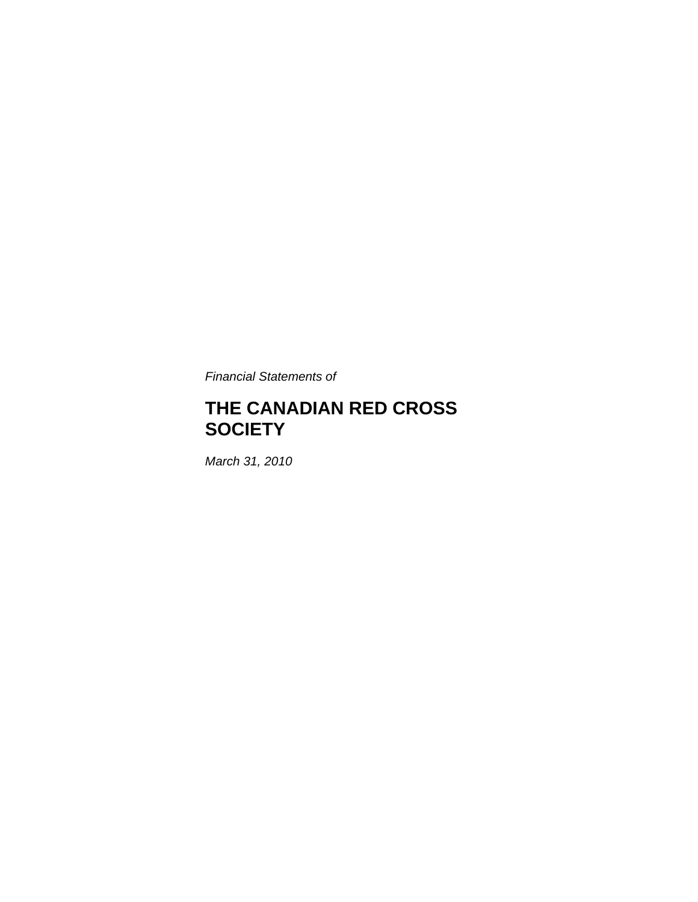*Financial Statements of*

# THE CANADIAN RED CROSS SOCIETY

*March 31, 2010*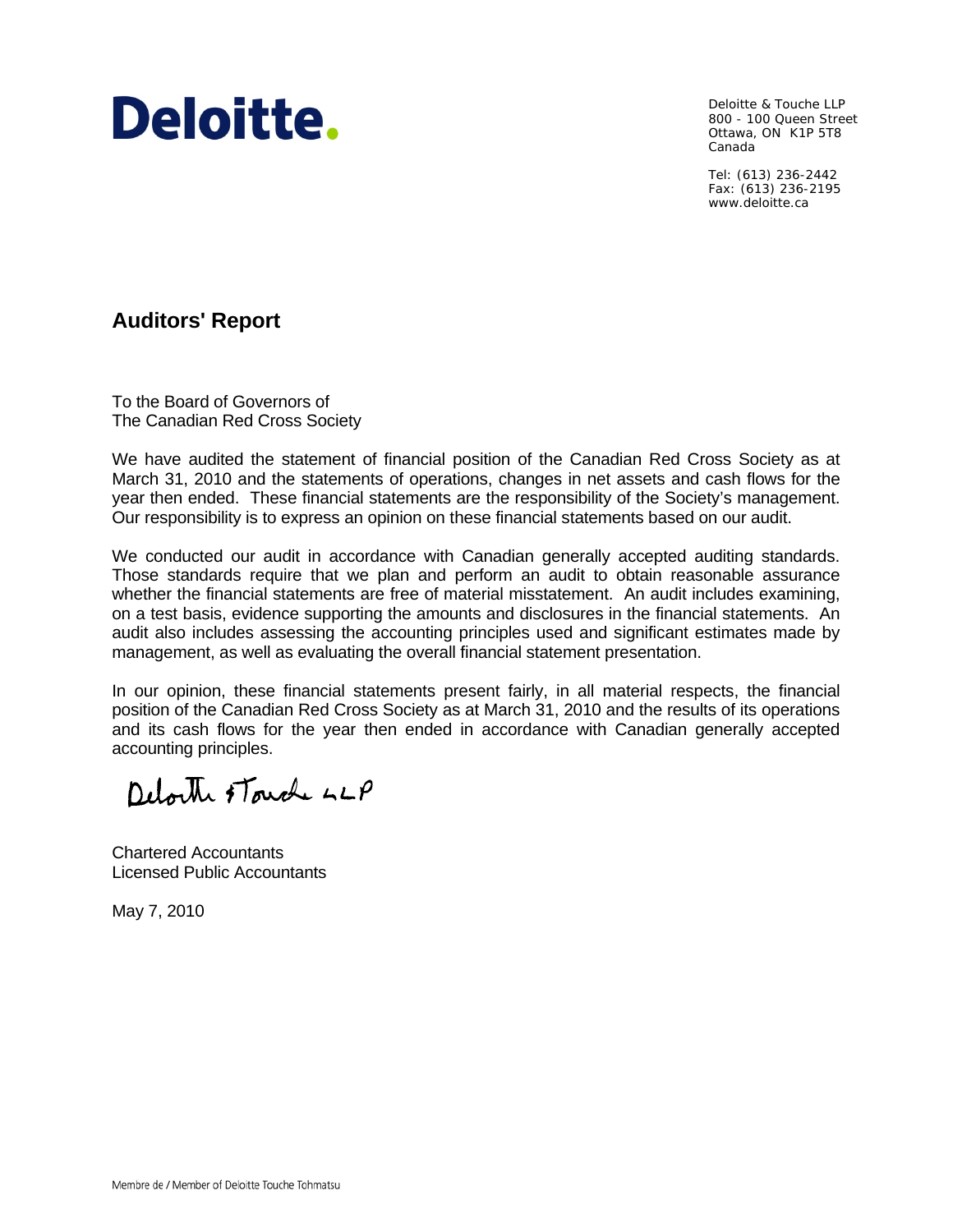Deloitte.

Deloitte & Touche LLP
800 - 100 Queen Street
Ottawa, ON K1P 5T8
Canada

Tel: (613) 236-2442
Fax: (613) 236-2195
www.deloitte.ca

## Auditors' Report

To the Board of Governors of
The Canadian Red Cross Society

We have audited the statement of financial position of the Canadian Red Cross Society as at March 31, 2010 and the statements of operations, changes in net assets and cash flows for the year then ended. These financial statements are the responsibility of the Society's management. Our responsibility is to express an opinion on these financial statements based on our audit.

We conducted our audit in accordance with Canadian generally accepted auditing standards. Those standards require that we plan and perform an audit to obtain reasonable assurance whether the financial statements are free of material misstatement. An audit includes examining, on a test basis, evidence supporting the amounts and disclosures in the financial statements. An audit also includes assessing the accounting principles used and significant estimates made by management, as well as evaluating the overall financial statement presentation.

In our opinion, these financial statements present fairly, in all material respects, the financial position of the Canadian Red Cross Society as at March 31, 2010 and the results of its operations and its cash flows for the year then ended in accordance with Canadian generally accepted accounting principles.

Deloitte & Touche LLP

Chartered Accountants
Licensed Public Accountants

May 7, 2010

Membre de / Member of Deloitte Touche Tohmatsu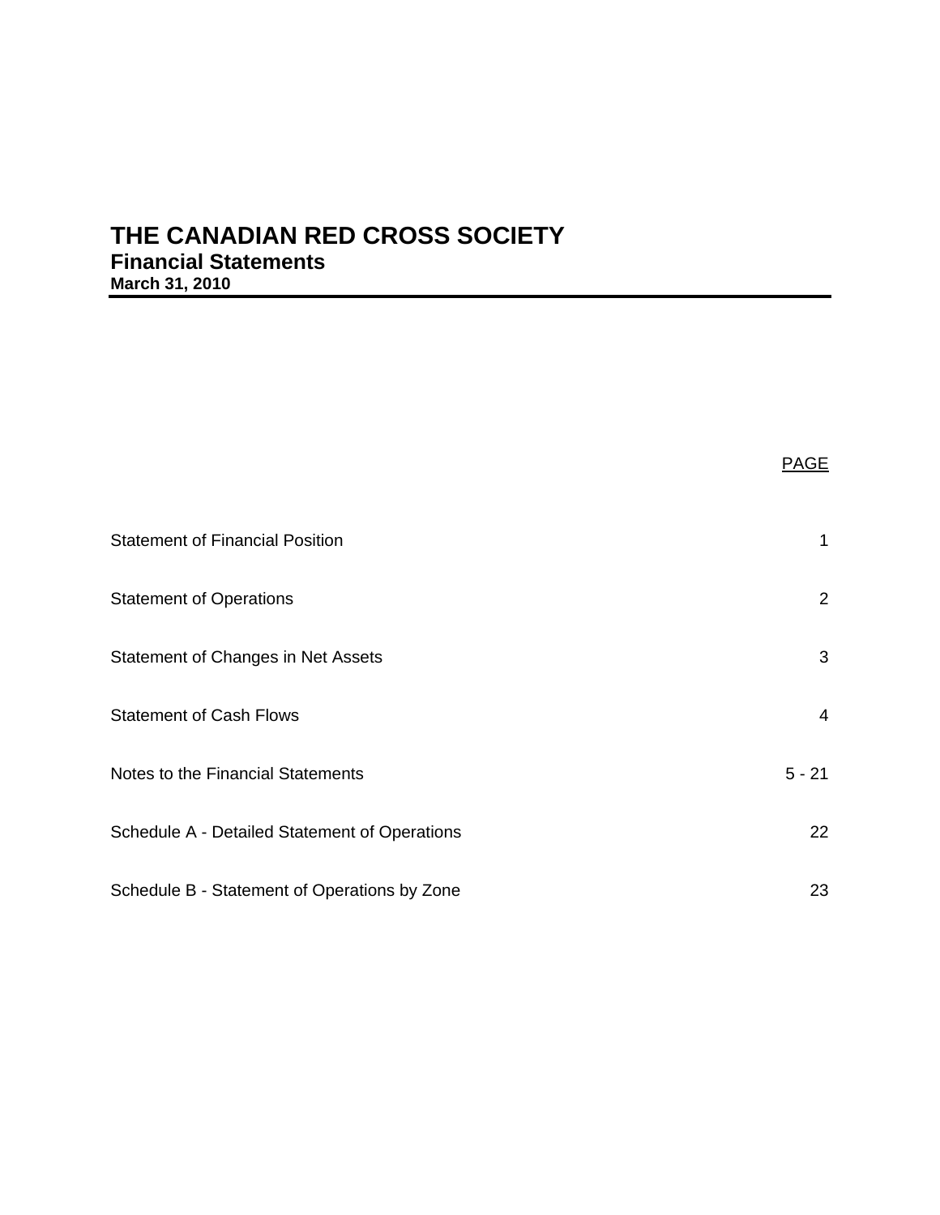# THE CANADIAN RED CROSS SOCIETY

## Financial Statements

**March 31, 2010**

| | PAGE |
|---|---|
| Statement of Financial Position | 1 |
| Statement of Operations | 2 |
| Statement of Changes in Net Assets | 3 |
| Statement of Cash Flows | 4 |
| Notes to the Financial Statements | 5 - 21 |
| Schedule A - Detailed Statement of Operations | 22 |
| Schedule B - Statement of Operations by Zone | 23 |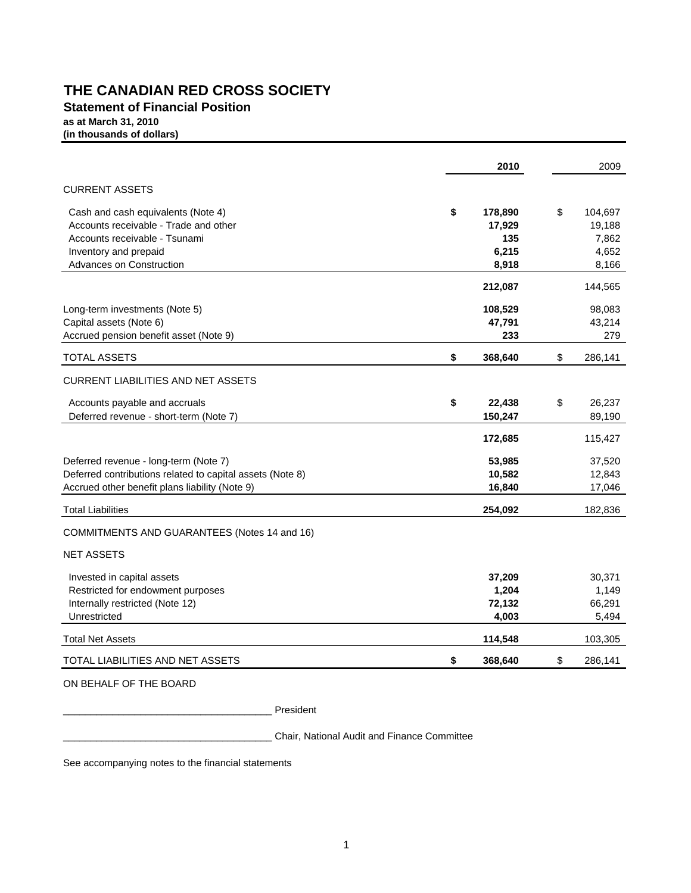# THE CANADIAN RED CROSS SOCIETY

## Statement of Financial Position

**as at March 31, 2010**
**(in thousands of dollars)**

| | 2010 | 2009 |
|---|---|---|
| CURRENT ASSETS | | |
| Cash and cash equivalents (Note 4) | **$ 178,890** | $ 104,697 |
| Accounts receivable - Trade and other | **17,929** | 19,188 |
| Accounts receivable - Tsunami | **135** | 7,862 |
| Inventory and prepaid | **6,215** | 4,652 |
| Advances on Construction | **8,918** | 8,166 |
| | **212,087** | 144,565 |
| Long-term investments (Note 5) | **108,529** | 98,083 |
| Capital assets (Note 6) | **47,791** | 43,214 |
| Accrued pension benefit asset (Note 9) | **233** | 279 |
| TOTAL ASSETS | **$ 368,640** | $ 286,141 |
| CURRENT LIABILITIES AND NET ASSETS | | |
| Accounts payable and accruals | **$ 22,438** | $ 26,237 |
| Deferred revenue - short-term (Note 7) | **150,247** | 89,190 |
| | **172,685** | 115,427 |
| Deferred revenue - long-term (Note 7) | **53,985** | 37,520 |
| Deferred contributions related to capital assets (Note 8) | **10,582** | 12,843 |
| Accrued other benefit plans liability (Note 9) | **16,840** | 17,046 |
| Total Liabilities | **254,092** | 182,836 |
| COMMITMENTS AND GUARANTEES (Notes 14 and 16) | | |
| NET ASSETS | | |
| Invested in capital assets | **37,209** | 30,371 |
| Restricted for endowment purposes | **1,204** | 1,149 |
| Internally restricted (Note 12) | **72,132** | 66,291 |
| Unrestricted | **4,003** | 5,494 |
| Total Net Assets | **114,548** | 103,305 |
| TOTAL LIABILITIES AND NET ASSETS | **$ 368,640** | $ 286,141 |

ON BEHALF OF THE BOARD

_____________________________________ President

_____________________________________ Chair, National Audit and Finance Committee

See accompanying notes to the financial statements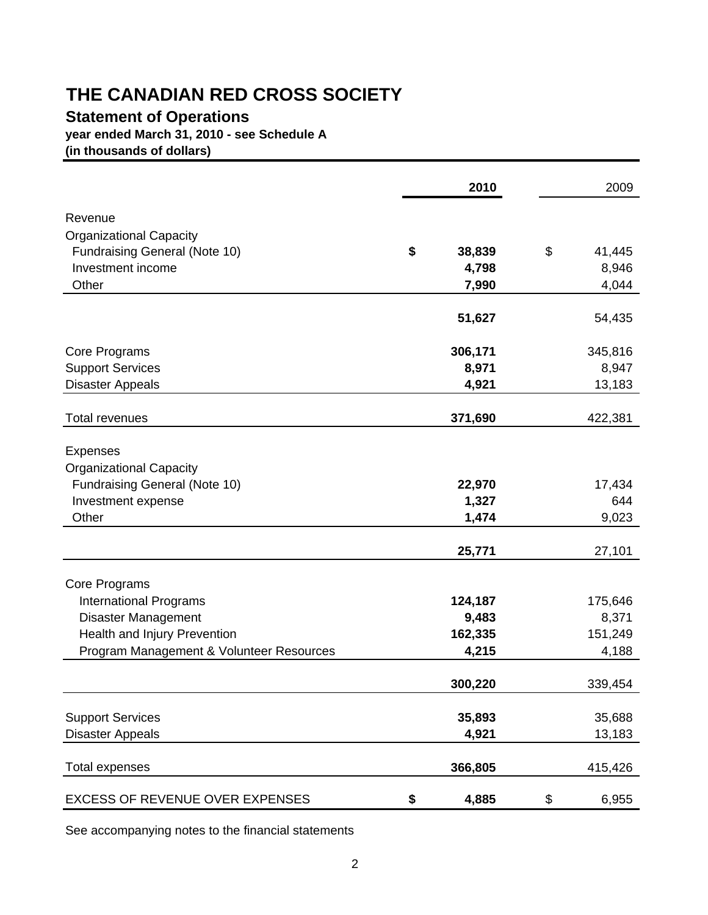# THE CANADIAN RED CROSS SOCIETY

## Statement of Operations

**year ended March 31, 2010 - see Schedule A**
**(in thousands of dollars)**

| | 2010 | 2009 |
|---|---|---|
| Revenue | | |
| Organizational Capacity | | |
| Fundraising General (Note 10) | **$ 38,839** | $ 41,445 |
| Investment income | **4,798** | 8,946 |
| Other | **7,990** | 4,044 |
| | **51,627** | 54,435 |
| Core Programs | **306,171** | 345,816 |
| Support Services | **8,971** | 8,947 |
| Disaster Appeals | **4,921** | 13,183 |
| Total revenues | **371,690** | 422,381 |
| Expenses | | |
| Organizational Capacity | | |
| Fundraising General (Note 10) | **22,970** | 17,434 |
| Investment expense | **1,327** | 644 |
| Other | **1,474** | 9,023 |
| | **25,771** | 27,101 |
| Core Programs | | |
| International Programs | **124,187** | 175,646 |
| Disaster Management | **9,483** | 8,371 |
| Health and Injury Prevention | **162,335** | 151,249 |
| Program Management & Volunteer Resources | **4,215** | 4,188 |
| | **300,220** | 339,454 |
| Support Services | **35,893** | 35,688 |
| Disaster Appeals | **4,921** | 13,183 |
| Total expenses | **366,805** | 415,426 |
| EXCESS OF REVENUE OVER EXPENSES | **$ 4,885** | $ 6,955 |

See accompanying notes to the financial statements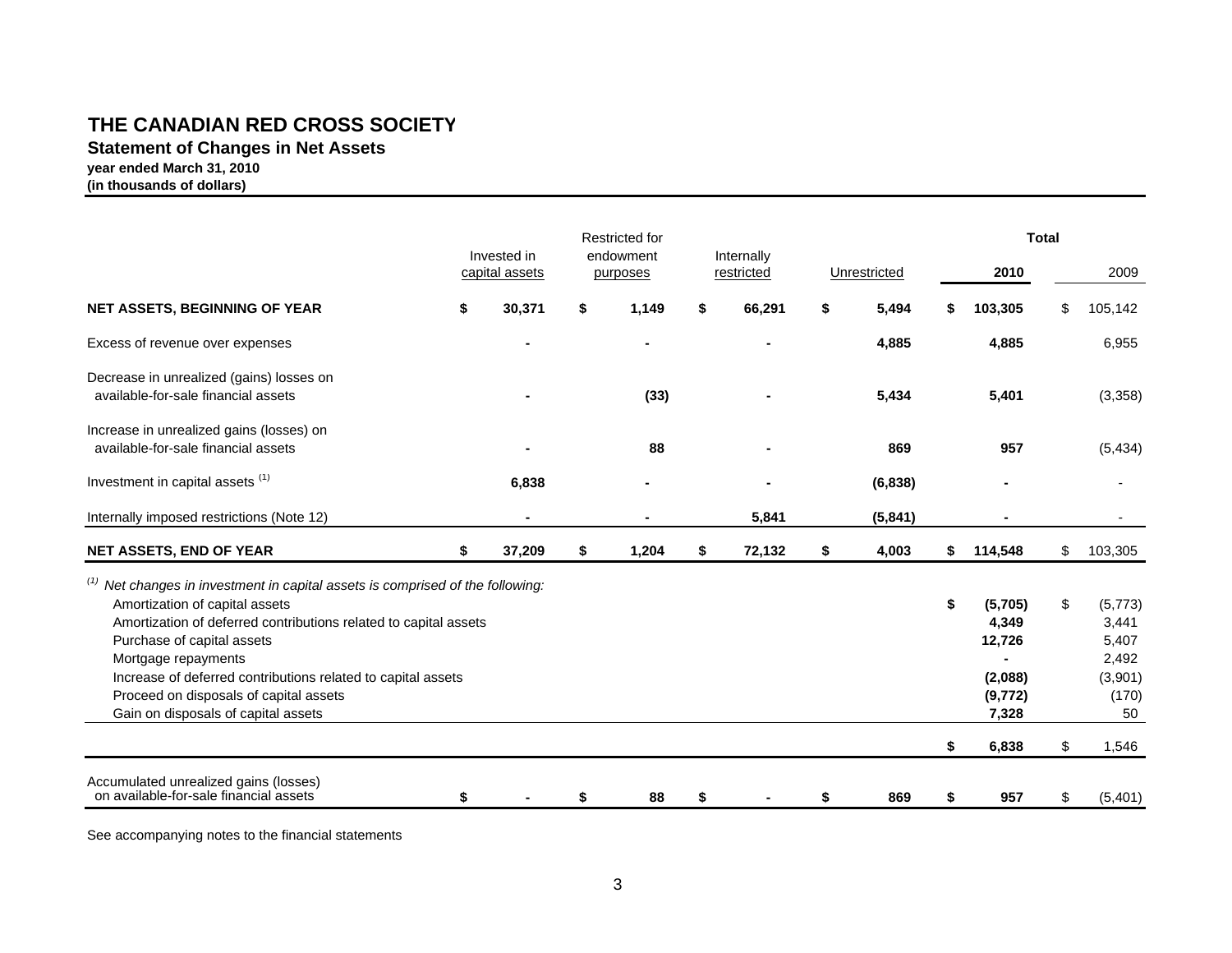# THE CANADIAN RED CROSS SOCIETY

## Statement of Changes in Net Assets

**year ended March 31, 2010**
**(in thousands of dollars)**

| | Invested in capital assets | Restricted for endowment purposes | Internally restricted | Unrestricted | Total 2010 | Total 2009 |
|---|---|---|---|---|---|---|
| **NET ASSETS, BEGINNING OF YEAR** | **$ 30,371** | **$ 1,149** | **$ 66,291** | **$ 5,494** | **$ 103,305** | $ 105,142 |
| Excess of revenue over expenses | **-** | **-** | **-** | **4,885** | **4,885** | 6,955 |
| Decrease in unrealized (gains) losses on available-for-sale financial assets | **-** | **(33)** | **-** | **5,434** | **5,401** | (3,358) |
| Increase in unrealized gains (losses) on available-for-sale financial assets | **-** | **88** | **-** | **869** | **957** | (5,434) |
| Investment in capital assets [1] | **6,838** | **-** | **-** | **(6,838)** | **-** | - |
| Internally imposed restrictions (Note 12) | **-** | **-** | **5,841** | **(5,841)** | **-** | - |
| **NET ASSETS, END OF YEAR** | **$ 37,209** | **$ 1,204** | **$ 72,132** | **$ 4,003** | **$ 114,548** | $ 103,305 |

[1] *Net changes in investment in capital assets is comprised of the following:*

| | 2010 | 2009 |
|---|---|---|
| Amortization of capital assets | **$ (5,705)** | $ (5,773) |
| Amortization of deferred contributions related to capital assets | **4,349** | 3,441 |
| Purchase of capital assets | **12,726** | 5,407 |
| Mortgage repayments | **-** | 2,492 |
| Increase of deferred contributions related to capital assets | **(2,088)** | (3,901) |
| Proceed on disposals of capital assets | **(9,772)** | (170) |
| Gain on disposals of capital assets | **7,328** | 50 |
| | **$ 6,838** | $ 1,546 |

| | Invested in capital assets | Restricted for endowment purposes | Internally restricted | Unrestricted | Total 2010 | Total 2009 |
|---|---|---|---|---|---|---|
| Accumulated unrealized gains (losses) on available-for-sale financial assets | **$ -** | **$ 88** | **$ -** | **$ 869** | **$ 957** | $ (5,401) |

See accompanying notes to the financial statements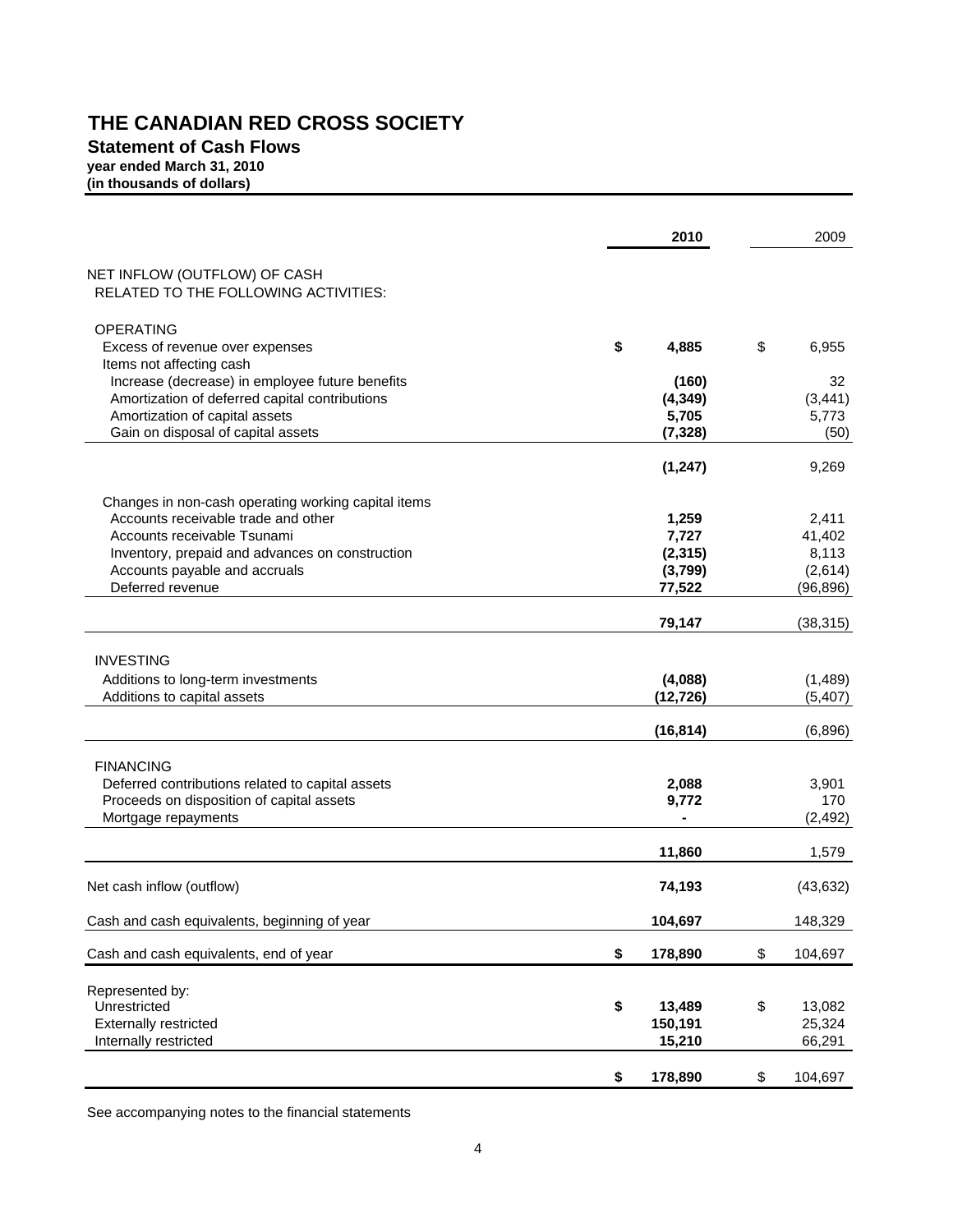# THE CANADIAN RED CROSS SOCIETY

## Statement of Cash Flows

**year ended March 31, 2010**
**(in thousands of dollars)**

| | 2010 | 2009 |
|---|---|---|
| NET INFLOW (OUTFLOW) OF CASH RELATED TO THE FOLLOWING ACTIVITIES: | | |
| **OPERATING** | | |
| Excess of revenue over expenses | $ 4,885 | $ 6,955 |
| Items not affecting cash | | |
| Increase (decrease) in employee future benefits | (160) | 32 |
| Amortization of deferred capital contributions | (4,349) | (3,441) |
| Amortization of capital assets | 5,705 | 5,773 |
| Gain on disposal of capital assets | (7,328) | (50) |
| | (1,247) | 9,269 |
| Changes in non-cash operating working capital items | | |
| Accounts receivable trade and other | 1,259 | 2,411 |
| Accounts receivable Tsunami | 7,727 | 41,402 |
| Inventory, prepaid and advances on construction | (2,315) | 8,113 |
| Accounts payable and accruals | (3,799) | (2,614) |
| Deferred revenue | 77,522 | (96,896) |
| | 79,147 | (38,315) |
| **INVESTING** | | |
| Additions to long-term investments | (4,088) | (1,489) |
| Additions to capital assets | (12,726) | (5,407) |
| | (16,814) | (6,896) |
| **FINANCING** | | |
| Deferred contributions related to capital assets | 2,088 | 3,901 |
| Proceeds on disposition of capital assets | 9,772 | 170 |
| Mortgage repayments | - | (2,492) |
| | 11,860 | 1,579 |
| Net cash inflow (outflow) | 74,193 | (43,632) |
| Cash and cash equivalents, beginning of year | 104,697 | 148,329 |
| Cash and cash equivalents, end of year | $ 178,890 | $ 104,697 |
| Represented by: | | |
| Unrestricted | $ 13,489 | $ 13,082 |
| Externally restricted | 150,191 | 25,324 |
| Internally restricted | 15,210 | 66,291 |
| | $ 178,890 | $ 104,697 |

See accompanying notes to the financial statements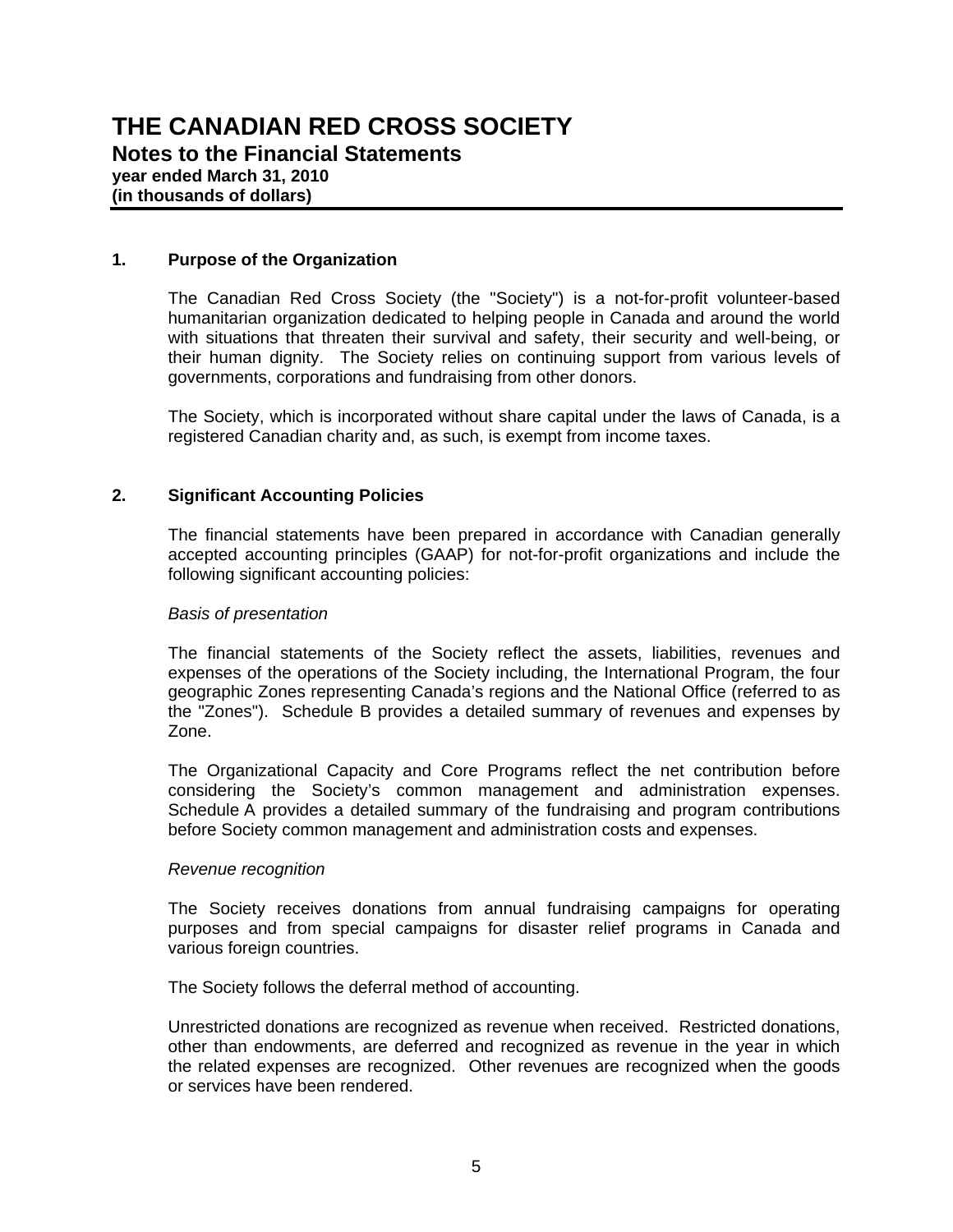# THE CANADIAN RED CROSS SOCIETY

## Notes to the Financial Statements

**year ended March 31, 2010**
**(in thousands of dollars)**

### 1. Purpose of the Organization

The Canadian Red Cross Society (the "Society") is a not-for-profit volunteer-based humanitarian organization dedicated to helping people in Canada and around the world with situations that threaten their survival and safety, their security and well-being, or their human dignity. The Society relies on continuing support from various levels of governments, corporations and fundraising from other donors.

The Society, which is incorporated without share capital under the laws of Canada, is a registered Canadian charity and, as such, is exempt from income taxes.

### 2. Significant Accounting Policies

The financial statements have been prepared in accordance with Canadian generally accepted accounting principles (GAAP) for not-for-profit organizations and include the following significant accounting policies:

*Basis of presentation*

The financial statements of the Society reflect the assets, liabilities, revenues and expenses of the operations of the Society including, the International Program, the four geographic Zones representing Canada's regions and the National Office (referred to as the "Zones"). Schedule B provides a detailed summary of revenues and expenses by Zone.

The Organizational Capacity and Core Programs reflect the net contribution before considering the Society's common management and administration expenses. Schedule A provides a detailed summary of the fundraising and program contributions before Society common management and administration costs and expenses.

*Revenue recognition*

The Society receives donations from annual fundraising campaigns for operating purposes and from special campaigns for disaster relief programs in Canada and various foreign countries.

The Society follows the deferral method of accounting.

Unrestricted donations are recognized as revenue when received. Restricted donations, other than endowments, are deferred and recognized as revenue in the year in which the related expenses are recognized. Other revenues are recognized when the goods or services have been rendered.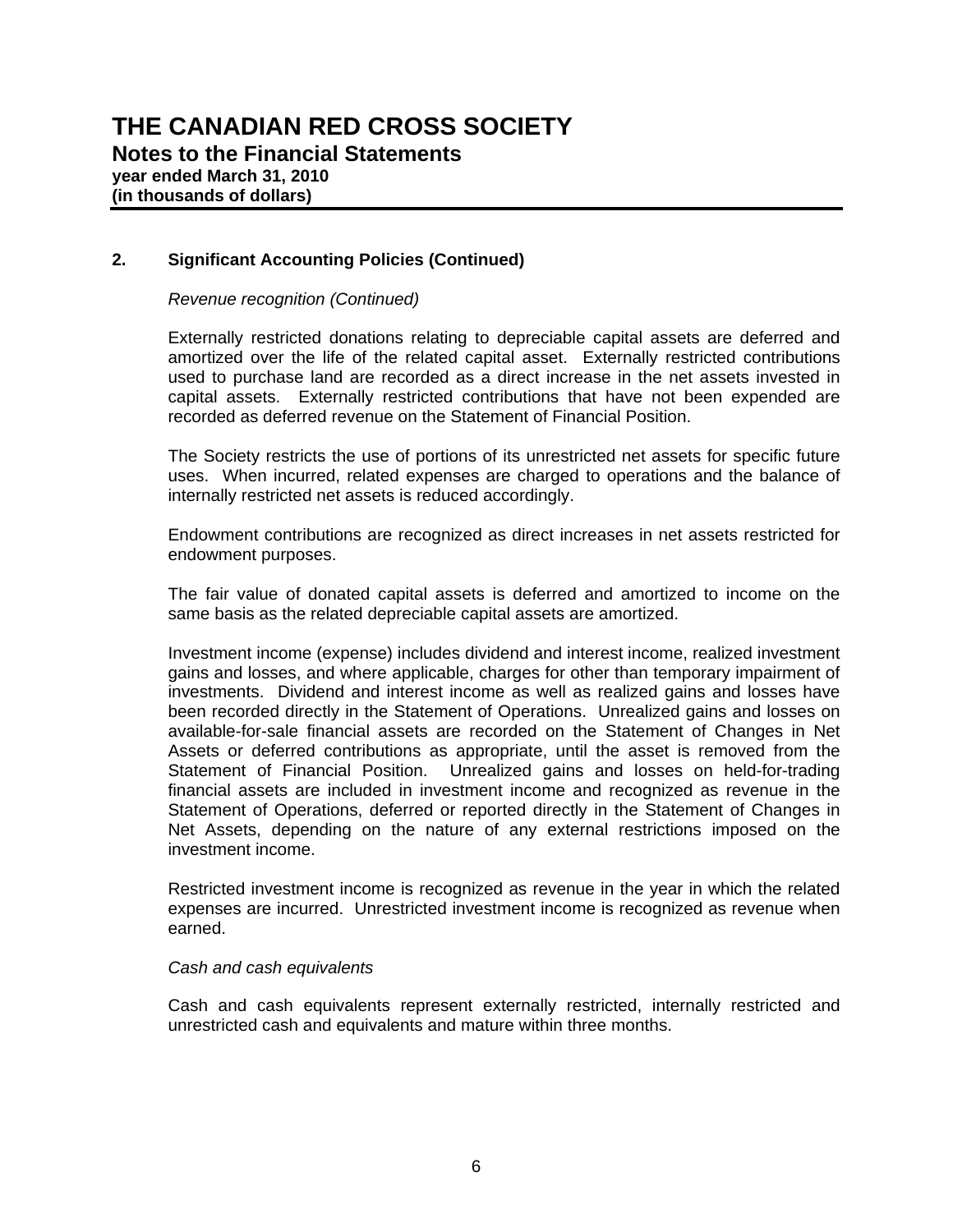# THE CANADIAN RED CROSS SOCIETY

## Notes to the Financial Statements

**year ended March 31, 2010**
**(in thousands of dollars)**

### 2. Significant Accounting Policies (Continued)

*Revenue recognition (Continued)*

Externally restricted donations relating to depreciable capital assets are deferred and amortized over the life of the related capital asset. Externally restricted contributions used to purchase land are recorded as a direct increase in the net assets invested in capital assets. Externally restricted contributions that have not been expended are recorded as deferred revenue on the Statement of Financial Position.

The Society restricts the use of portions of its unrestricted net assets for specific future uses. When incurred, related expenses are charged to operations and the balance of internally restricted net assets is reduced accordingly.

Endowment contributions are recognized as direct increases in net assets restricted for endowment purposes.

The fair value of donated capital assets is deferred and amortized to income on the same basis as the related depreciable capital assets are amortized.

Investment income (expense) includes dividend and interest income, realized investment gains and losses, and where applicable, charges for other than temporary impairment of investments. Dividend and interest income as well as realized gains and losses have been recorded directly in the Statement of Operations. Unrealized gains and losses on available-for-sale financial assets are recorded on the Statement of Changes in Net Assets or deferred contributions as appropriate, until the asset is removed from the Statement of Financial Position. Unrealized gains and losses on held-for-trading financial assets are included in investment income and recognized as revenue in the Statement of Operations, deferred or reported directly in the Statement of Changes in Net Assets, depending on the nature of any external restrictions imposed on the investment income.

Restricted investment income is recognized as revenue in the year in which the related expenses are incurred. Unrestricted investment income is recognized as revenue when earned.

*Cash and cash equivalents*

Cash and cash equivalents represent externally restricted, internally restricted and unrestricted cash and equivalents and mature within three months.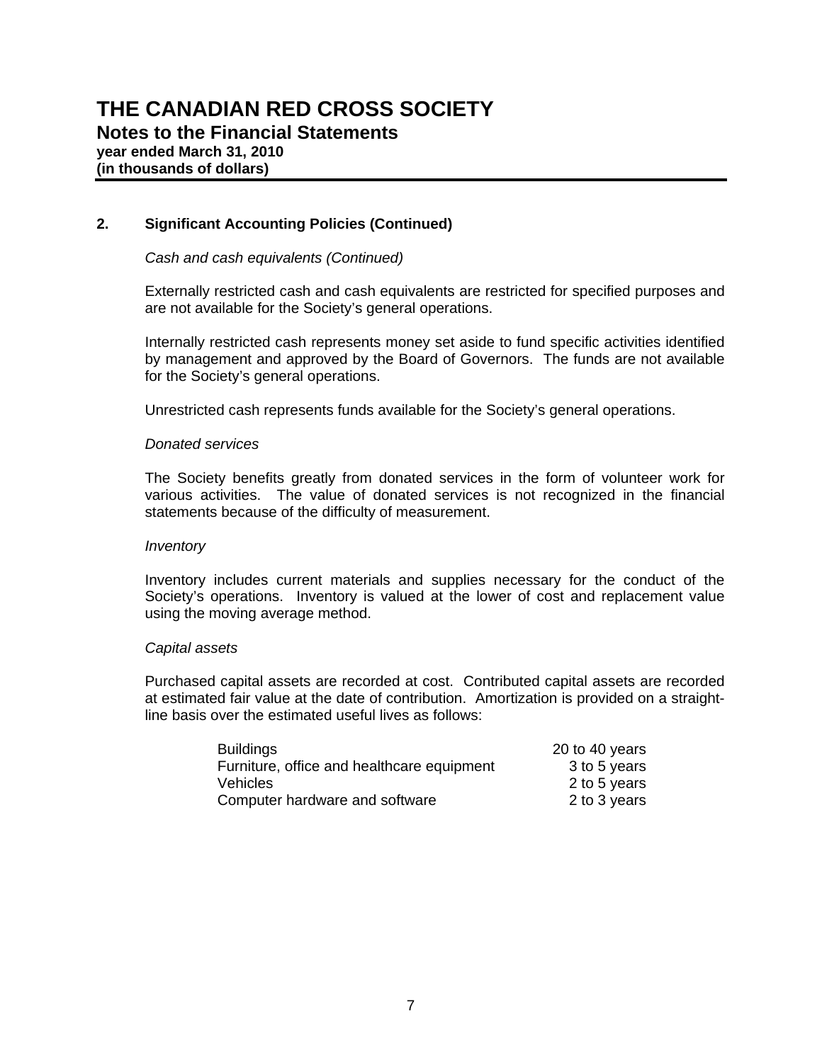# THE CANADIAN RED CROSS SOCIETY

## Notes to the Financial Statements

**year ended March 31, 2010**
**(in thousands of dollars)**

### 2. Significant Accounting Policies (Continued)

*Cash and cash equivalents (Continued)*

Externally restricted cash and cash equivalents are restricted for specified purposes and are not available for the Society's general operations.

Internally restricted cash represents money set aside to fund specific activities identified by management and approved by the Board of Governors. The funds are not available for the Society's general operations.

Unrestricted cash represents funds available for the Society's general operations.

*Donated services*

The Society benefits greatly from donated services in the form of volunteer work for various activities. The value of donated services is not recognized in the financial statements because of the difficulty of measurement.

*Inventory*

Inventory includes current materials and supplies necessary for the conduct of the Society's operations. Inventory is valued at the lower of cost and replacement value using the moving average method.

*Capital assets*

Purchased capital assets are recorded at cost. Contributed capital assets are recorded at estimated fair value at the date of contribution. Amortization is provided on a straight-line basis over the estimated useful lives as follows:

| | |
|---|---|
| Buildings | 20 to 40 years |
| Furniture, office and healthcare equipment | 3 to 5 years |
| Vehicles | 2 to 5 years |
| Computer hardware and software | 2 to 3 years |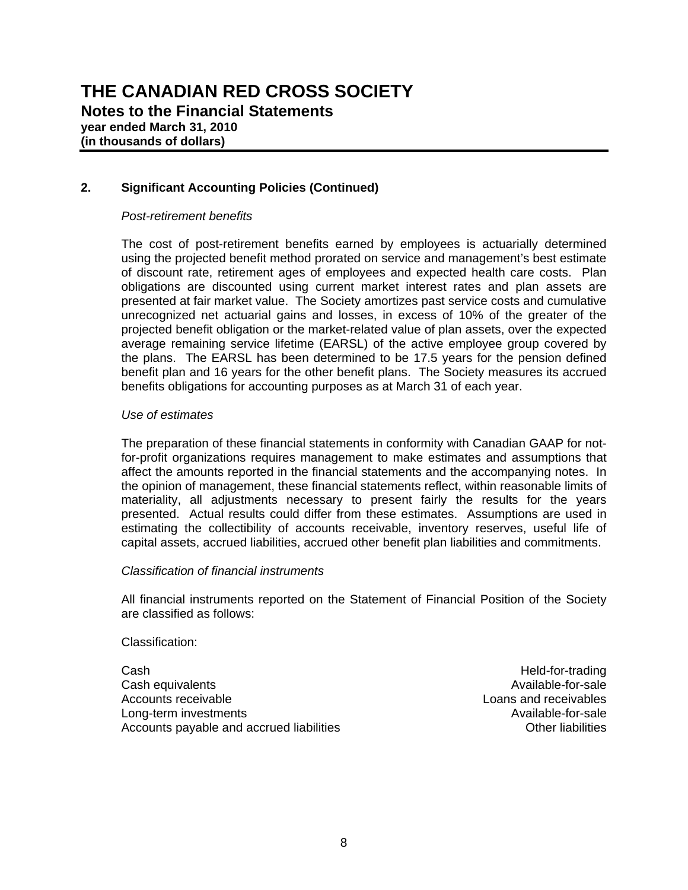# THE CANADIAN RED CROSS SOCIETY

## Notes to the Financial Statements

**year ended March 31, 2010**
**(in thousands of dollars)**

### 2. Significant Accounting Policies (Continued)

*Post-retirement benefits*

The cost of post-retirement benefits earned by employees is actuarially determined using the projected benefit method prorated on service and management's best estimate of discount rate, retirement ages of employees and expected health care costs. Plan obligations are discounted using current market interest rates and plan assets are presented at fair market value. The Society amortizes past service costs and cumulative unrecognized net actuarial gains and losses, in excess of 10% of the greater of the projected benefit obligation or the market-related value of plan assets, over the expected average remaining service lifetime (EARSL) of the active employee group covered by the plans. The EARSL has been determined to be 17.5 years for the pension defined benefit plan and 16 years for the other benefit plans. The Society measures its accrued benefits obligations for accounting purposes as at March 31 of each year.

*Use of estimates*

The preparation of these financial statements in conformity with Canadian GAAP for not-for-profit organizations requires management to make estimates and assumptions that affect the amounts reported in the financial statements and the accompanying notes. In the opinion of management, these financial statements reflect, within reasonable limits of materiality, all adjustments necessary to present fairly the results for the years presented. Actual results could differ from these estimates. Assumptions are used in estimating the collectibility of accounts receivable, inventory reserves, useful life of capital assets, accrued liabilities, accrued other benefit plan liabilities and commitments.

*Classification of financial instruments*

All financial instruments reported on the Statement of Financial Position of the Society are classified as follows:

Classification:

| | |
|---|---|
| Cash | Held-for-trading |
| Cash equivalents | Available-for-sale |
| Accounts receivable | Loans and receivables |
| Long-term investments | Available-for-sale |
| Accounts payable and accrued liabilities | Other liabilities |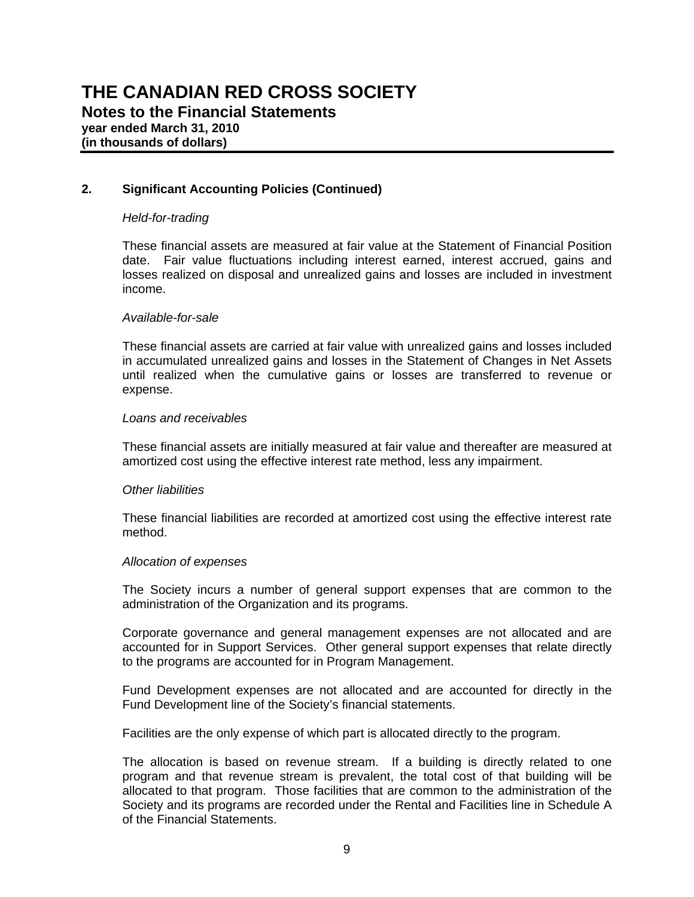# THE CANADIAN RED CROSS SOCIETY

## Notes to the Financial Statements

**year ended March 31, 2010**
**(in thousands of dollars)**

### 2. Significant Accounting Policies (Continued)

*Held-for-trading*

These financial assets are measured at fair value at the Statement of Financial Position date. Fair value fluctuations including interest earned, interest accrued, gains and losses realized on disposal and unrealized gains and losses are included in investment income.

*Available-for-sale*

These financial assets are carried at fair value with unrealized gains and losses included in accumulated unrealized gains and losses in the Statement of Changes in Net Assets until realized when the cumulative gains or losses are transferred to revenue or expense.

*Loans and receivables*

These financial assets are initially measured at fair value and thereafter are measured at amortized cost using the effective interest rate method, less any impairment.

*Other liabilities*

These financial liabilities are recorded at amortized cost using the effective interest rate method.

*Allocation of expenses*

The Society incurs a number of general support expenses that are common to the administration of the Organization and its programs.

Corporate governance and general management expenses are not allocated and are accounted for in Support Services. Other general support expenses that relate directly to the programs are accounted for in Program Management.

Fund Development expenses are not allocated and are accounted for directly in the Fund Development line of the Society's financial statements.

Facilities are the only expense of which part is allocated directly to the program.

The allocation is based on revenue stream. If a building is directly related to one program and that revenue stream is prevalent, the total cost of that building will be allocated to that program. Those facilities that are common to the administration of the Society and its programs are recorded under the Rental and Facilities line in Schedule A of the Financial Statements.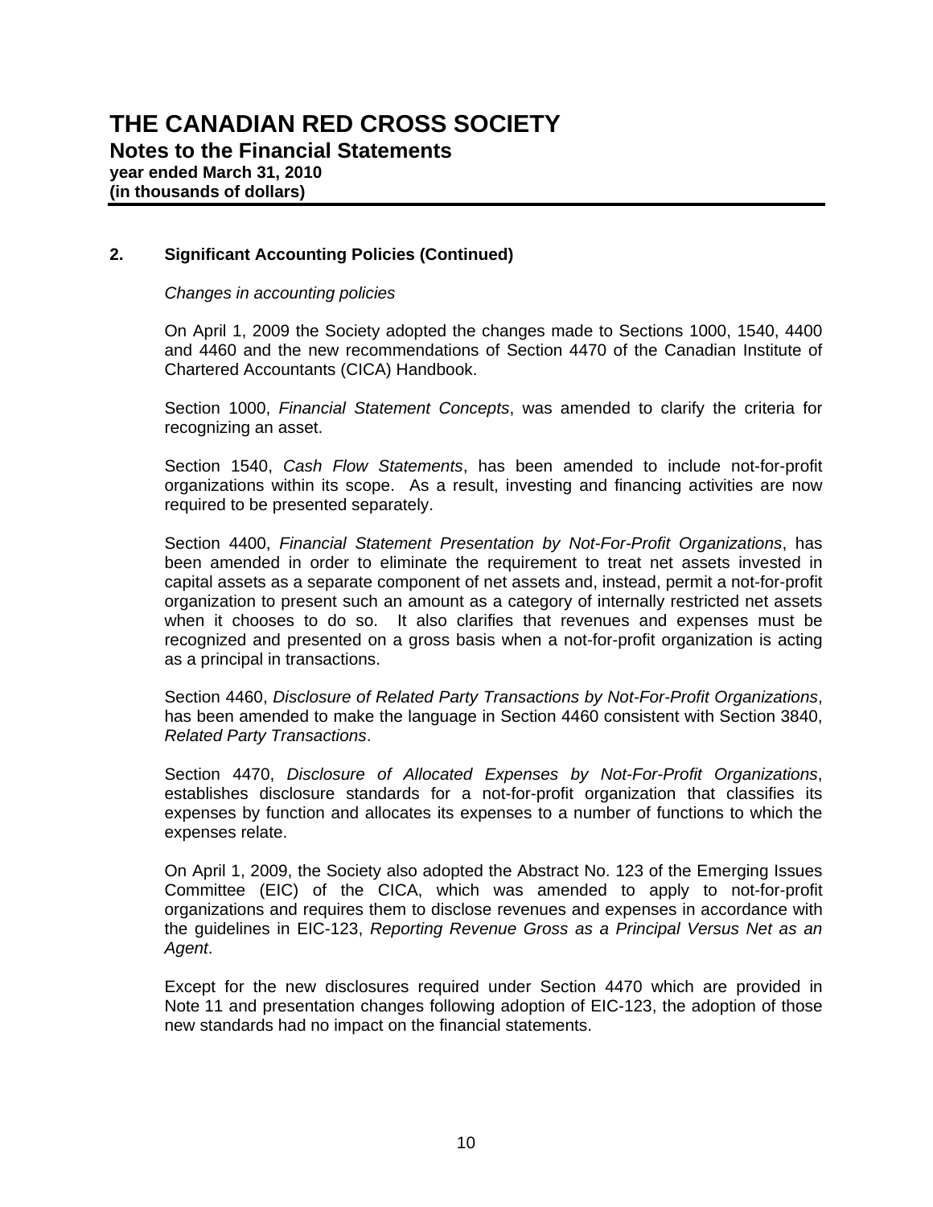# THE CANADIAN RED CROSS SOCIETY

**Notes to the Financial Statements**
**year ended March 31, 2010**
**(in thousands of dollars)**

## 2. Significant Accounting Policies (Continued)

*Changes in accounting policies*

On April 1, 2009 the Society adopted the changes made to Sections 1000, 1540, 4400 and 4460 and the new recommendations of Section 4470 of the Canadian Institute of Chartered Accountants (CICA) Handbook.

Section 1000, *Financial Statement Concepts*, was amended to clarify the criteria for recognizing an asset.

Section 1540, *Cash Flow Statements*, has been amended to include not-for-profit organizations within its scope. As a result, investing and financing activities are now required to be presented separately.

Section 4400, *Financial Statement Presentation by Not-For-Profit Organizations*, has been amended in order to eliminate the requirement to treat net assets invested in capital assets as a separate component of net assets and, instead, permit a not-for-profit organization to present such an amount as a category of internally restricted net assets when it chooses to do so. It also clarifies that revenues and expenses must be recognized and presented on a gross basis when a not-for-profit organization is acting as a principal in transactions.

Section 4460, *Disclosure of Related Party Transactions by Not-For-Profit Organizations*, has been amended to make the language in Section 4460 consistent with Section 3840, *Related Party Transactions*.

Section 4470, *Disclosure of Allocated Expenses by Not-For-Profit Organizations*, establishes disclosure standards for a not-for-profit organization that classifies its expenses by function and allocates its expenses to a number of functions to which the expenses relate.

On April 1, 2009, the Society also adopted the Abstract No. 123 of the Emerging Issues Committee (EIC) of the CICA, which was amended to apply to not-for-profit organizations and requires them to disclose revenues and expenses in accordance with the guidelines in EIC-123, *Reporting Revenue Gross as a Principal Versus Net as an Agent*.

Except for the new disclosures required under Section 4470 which are provided in Note 11 and presentation changes following adoption of EIC-123, the adoption of those new standards had no impact on the financial statements.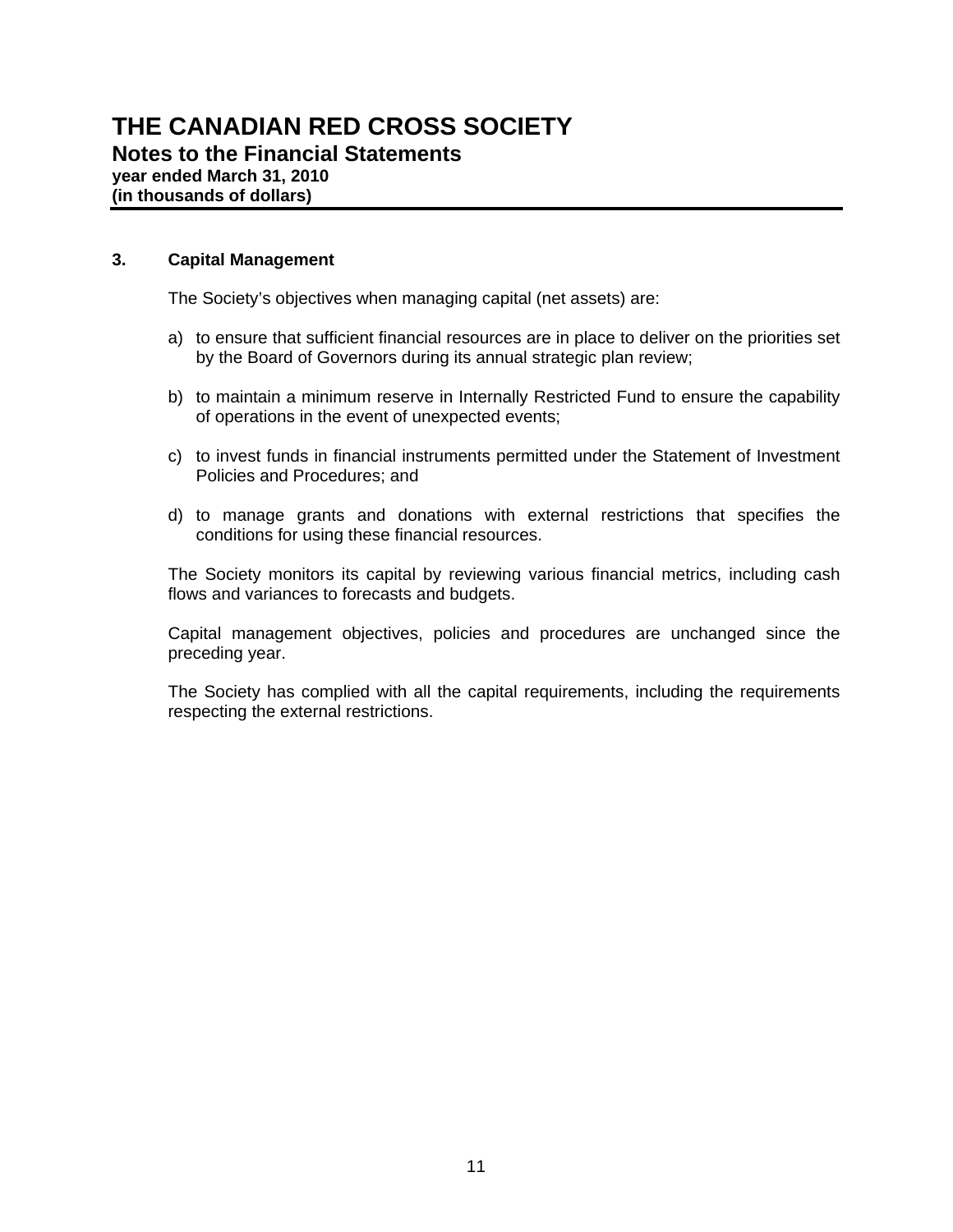# THE CANADIAN RED CROSS SOCIETY

## Notes to the Financial Statements

**year ended March 31, 2010**
**(in thousands of dollars)**

### 3. Capital Management

The Society's objectives when managing capital (net assets) are:

a) to ensure that sufficient financial resources are in place to deliver on the priorities set by the Board of Governors during its annual strategic plan review;

b) to maintain a minimum reserve in Internally Restricted Fund to ensure the capability of operations in the event of unexpected events;

c) to invest funds in financial instruments permitted under the Statement of Investment Policies and Procedures; and

d) to manage grants and donations with external restrictions that specifies the conditions for using these financial resources.

The Society monitors its capital by reviewing various financial metrics, including cash flows and variances to forecasts and budgets.

Capital management objectives, policies and procedures are unchanged since the preceding year.

The Society has complied with all the capital requirements, including the requirements respecting the external restrictions.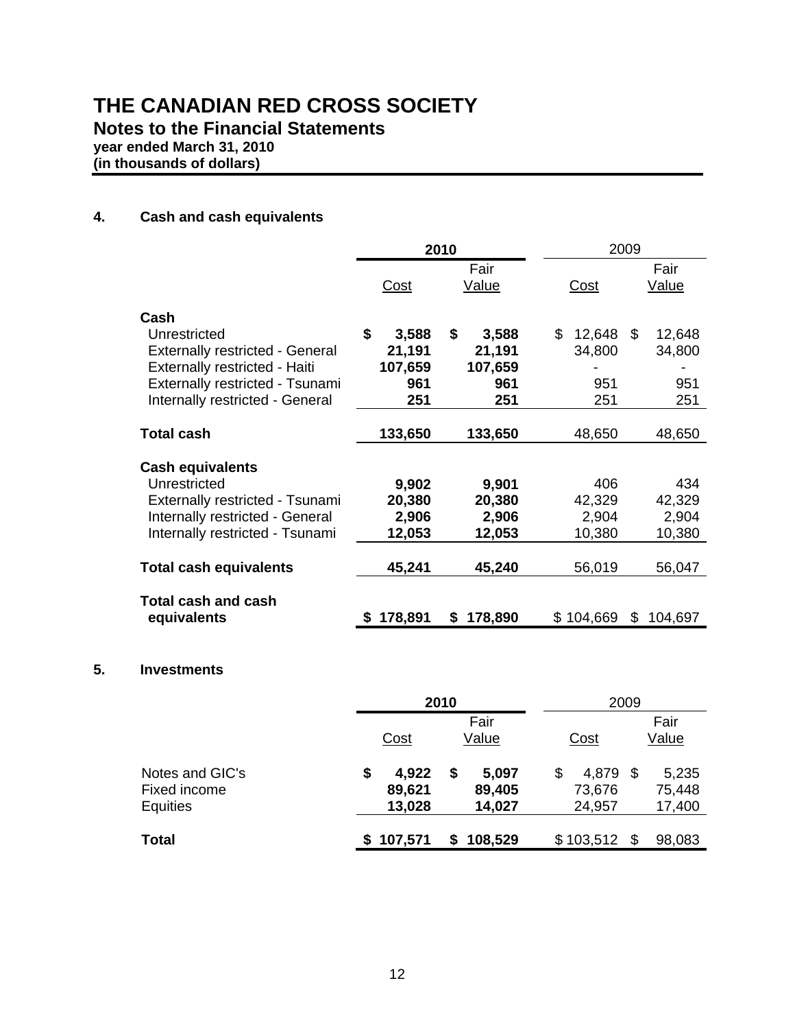# THE CANADIAN RED CROSS SOCIETY

## Notes to the Financial Statements

**year ended March 31, 2010**
**(in thousands of dollars)**

### 4. Cash and cash equivalents

| | 2010 | | 2009 | |
|---|---|---|---|---|
| | Cost | Fair Value | Cost | Fair Value |
| **Cash** | | | | |
| Unrestricted | **$ 3,588** | **$ 3,588** | $ 12,648 | $ 12,648 |
| Externally restricted - General | **21,191** | **21,191** | 34,800 | 34,800 |
| Externally restricted - Haiti | **107,659** | **107,659** | - | - |
| Externally restricted - Tsunami | **961** | **961** | 951 | 951 |
| Internally restricted - General | **251** | **251** | 251 | 251 |
| **Total cash** | **133,650** | **133,650** | 48,650 | 48,650 |
| **Cash equivalents** | | | | |
| Unrestricted | **9,902** | **9,901** | 406 | 434 |
| Externally restricted - Tsunami | **20,380** | **20,380** | 42,329 | 42,329 |
| Internally restricted - General | **2,906** | **2,906** | 2,904 | 2,904 |
| Internally restricted - Tsunami | **12,053** | **12,053** | 10,380 | 10,380 |
| **Total cash equivalents** | **45,241** | **45,240** | 56,019 | 56,047 |
| **Total cash and cash equivalents** | **$ 178,891** | **$ 178,890** | $ 104,669 | $ 104,697 |

### 5. Investments

| | 2010 | | 2009 | |
|---|---|---|---|---|
| | Cost | Fair Value | Cost | Fair Value |
| Notes and GIC's | **$ 4,922** | **$ 5,097** | $ 4,879 | $ 5,235 |
| Fixed income | **89,621** | **89,405** | 73,676 | 75,448 |
| Equities | **13,028** | **14,027** | 24,957 | 17,400 |
| **Total** | **$ 107,571** | **$ 108,529** | $ 103,512 | $ 98,083 |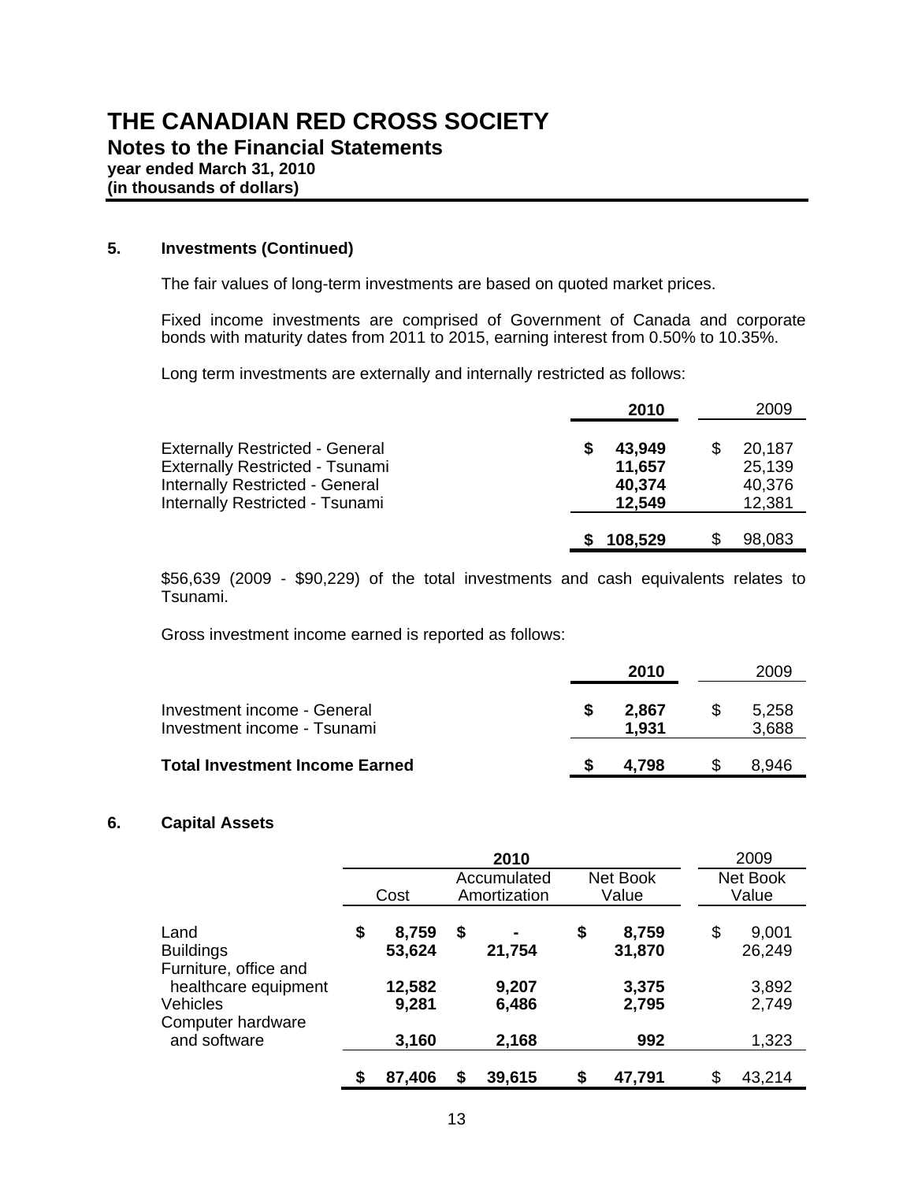# THE CANADIAN RED CROSS SOCIETY

## Notes to the Financial Statements

**year ended March 31, 2010**
**(in thousands of dollars)**

### 5. Investments (Continued)

The fair values of long-term investments are based on quoted market prices.

Fixed income investments are comprised of Government of Canada and corporate bonds with maturity dates from 2011 to 2015, earning interest from 0.50% to 10.35%.

Long term investments are externally and internally restricted as follows:

| | 2010 | 2009 |
|---|---|---|
| Externally Restricted - General | $ 43,949 | $ 20,187 |
| Externally Restricted - Tsunami | 11,657 | 25,139 |
| Internally Restricted - General | 40,374 | 40,376 |
| Internally Restricted - Tsunami | 12,549 | 12,381 |
| | $ 108,529 | $ 98,083 |

$56,639 (2009 - $90,229) of the total investments and cash equivalents relates to Tsunami.

Gross investment income earned is reported as follows:

| | 2010 | 2009 |
|---|---|---|
| Investment income - General | $ 2,867 | $ 5,258 |
| Investment income - Tsunami | 1,931 | 3,688 |
| **Total Investment Income Earned** | $ 4,798 | $ 8,946 |

### 6. Capital Assets

| | 2010 | | | 2009 |
|---|---|---|---|---|
| | Cost | Accumulated Amortization | Net Book Value | Net Book Value |
| Land | $ 8,759 | $ - | $ 8,759 | $ 9,001 |
| Buildings | 53,624 | 21,754 | 31,870 | 26,249 |
| Furniture, office and healthcare equipment | 12,582 | 9,207 | 3,375 | 3,892 |
| Vehicles | 9,281 | 6,486 | 2,795 | 2,749 |
| Computer hardware and software | 3,160 | 2,168 | 992 | 1,323 |
| | $ 87,406 | $ 39,615 | $ 47,791 | $ 43,214 |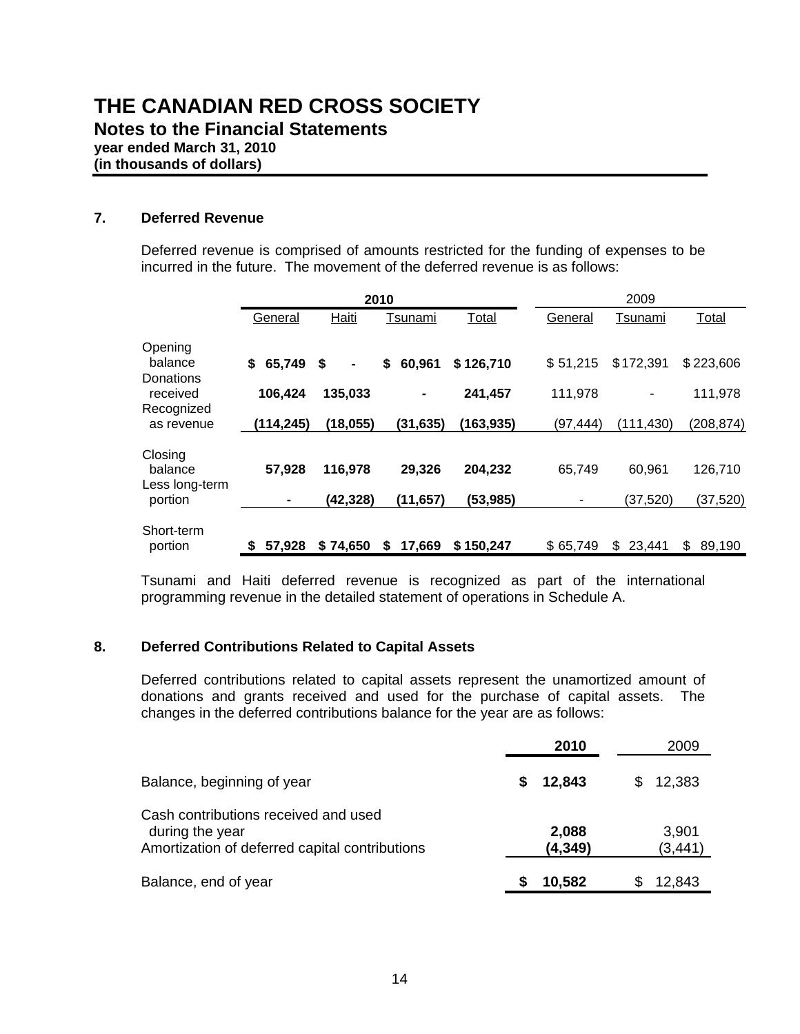# THE CANADIAN RED CROSS SOCIETY

## Notes to the Financial Statements

**year ended March 31, 2010**
**(in thousands of dollars)**

### 7. Deferred Revenue

Deferred revenue is comprised of amounts restricted for the funding of expenses to be incurred in the future. The movement of the deferred revenue is as follows:

| | **2010** | | | | 2009 | | |
|---|---|---|---|---|---|---|---|
| | General | Haiti | Tsunami | Total | General | Tsunami | Total |
| Opening balance | **$ 65,749** | **$ -** | **$ 60,961** | **$ 126,710** | $ 51,215 | $ 172,391 | $ 223,606 |
| Donations received | **106,424** | **135,033** | **-** | **241,457** | 111,978 | - | 111,978 |
| Recognized as revenue | **(114,245)** | **(18,055)** | **(31,635)** | **(163,935)** | (97,444) | (111,430) | (208,874) |
| Closing balance | **57,928** | **116,978** | **29,326** | **204,232** | 65,749 | 60,961 | 126,710 |
| Less long-term portion | **-** | **(42,328)** | **(11,657)** | **(53,985)** | - | (37,520) | (37,520) |
| Short-term portion | **$ 57,928** | **$ 74,650** | **$ 17,669** | **$ 150,247** | $ 65,749 | $ 23,441 | $ 89,190 |

Tsunami and Haiti deferred revenue is recognized as part of the international programming revenue in the detailed statement of operations in Schedule A.

### 8. Deferred Contributions Related to Capital Assets

Deferred contributions related to capital assets represent the unamortized amount of donations and grants received and used for the purchase of capital assets. The changes in the deferred contributions balance for the year are as follows:

| | **2010** | 2009 |
|---|---|---|
| Balance, beginning of year | **$ 12,843** | $ 12,383 |
| Cash contributions received and used during the year | **2,088** | 3,901 |
| Amortization of deferred capital contributions | **(4,349)** | (3,441) |
| Balance, end of year | **$ 10,582** | $ 12,843 |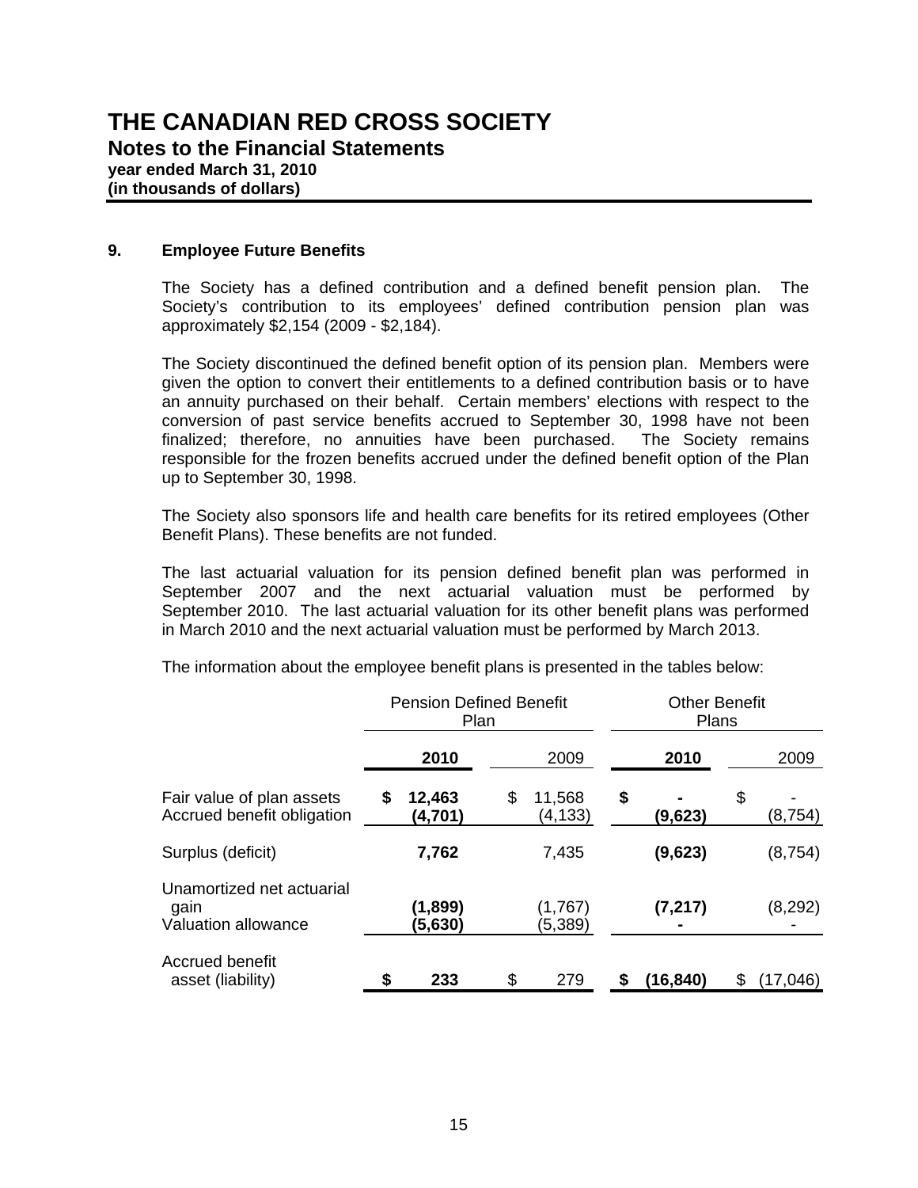# THE CANADIAN RED CROSS SOCIETY

## Notes to the Financial Statements

**year ended March 31, 2010**
**(in thousands of dollars)**

### 9. Employee Future Benefits

The Society has a defined contribution and a defined benefit pension plan. The Society's contribution to its employees' defined contribution pension plan was approximately $2,154 (2009 - $2,184).

The Society discontinued the defined benefit option of its pension plan. Members were given the option to convert their entitlements to a defined contribution basis or to have an annuity purchased on their behalf. Certain members' elections with respect to the conversion of past service benefits accrued to September 30, 1998 have not been finalized; therefore, no annuities have been purchased. The Society remains responsible for the frozen benefits accrued under the defined benefit option of the Plan up to September 30, 1998.

The Society also sponsors life and health care benefits for its retired employees (Other Benefit Plans). These benefits are not funded.

The last actuarial valuation for its pension defined benefit plan was performed in September 2007 and the next actuarial valuation must be performed by September 2010. The last actuarial valuation for its other benefit plans was performed in March 2010 and the next actuarial valuation must be performed by March 2013.

The information about the employee benefit plans is presented in the tables below:

| | Pension Defined Benefit Plan | | Other Benefit Plans | |
|---|---|---|---|---|
| | **2010** | 2009 | **2010** | 2009 |
| Fair value of plan assets | **$ 12,463** | $ 11,568 | **$ -** | $ - |
| Accrued benefit obligation | **(4,701)** | (4,133) | **(9,623)** | (8,754) |
| Surplus (deficit) | **7,762** | 7,435 | **(9,623)** | (8,754) |
| Unamortized net actuarial gain | **(1,899)** | (1,767) | **(7,217)** | (8,292) |
| Valuation allowance | **(5,630)** | (5,389) | **-** | - |
| Accrued benefit asset (liability) | **$ 233** | $ 279 | **$ (16,840)** | $ (17,046) |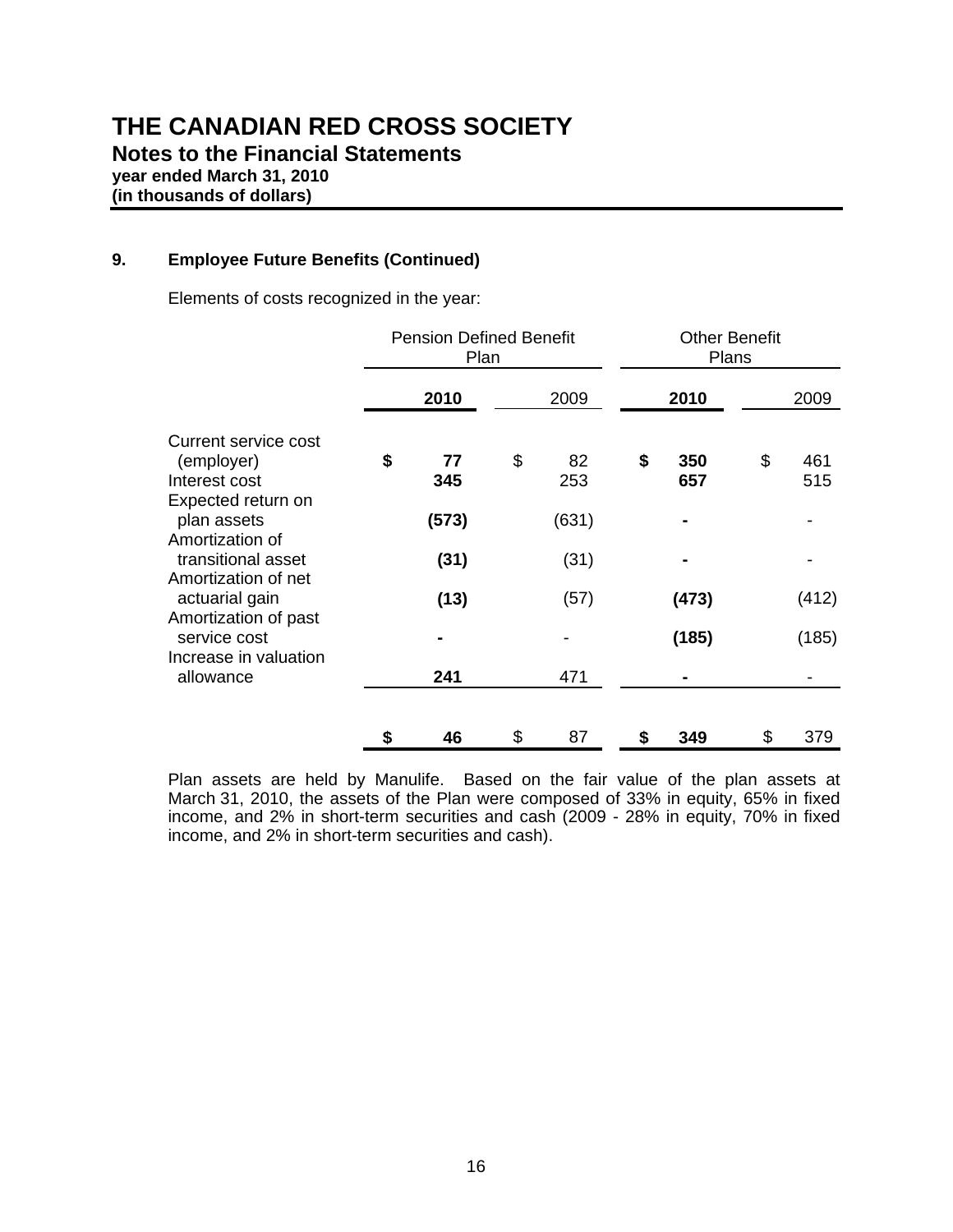# THE CANADIAN RED CROSS SOCIETY

## Notes to the Financial Statements

**year ended March 31, 2010**
**(in thousands of dollars)**

### 9. Employee Future Benefits (Continued)

Elements of costs recognized in the year:

| | Pension Defined Benefit Plan | | Other Benefit Plans | |
|---|---|---|---|---|
| | **2010** | 2009 | **2010** | 2009 |
| Current service cost (employer) | **$ 77** | $ 82 | **$ 350** | $ 461 |
| Interest cost | **345** | 253 | **657** | 515 |
| Expected return on plan assets | **(573)** | (631) | **-** | - |
| Amortization of transitional asset | **(31)** | (31) | **-** | - |
| Amortization of net actuarial gain | **(13)** | (57) | **(473)** | (412) |
| Amortization of past service cost | **-** | - | **(185)** | (185) |
| Increase in valuation allowance | **241** | 471 | **-** | - |
| | **$ 46** | $ 87 | **$ 349** | $ 379 |

Plan assets are held by Manulife. Based on the fair value of the plan assets at March 31, 2010, the assets of the Plan were composed of 33% in equity, 65% in fixed income, and 2% in short-term securities and cash (2009 - 28% in equity, 70% in fixed income, and 2% in short-term securities and cash).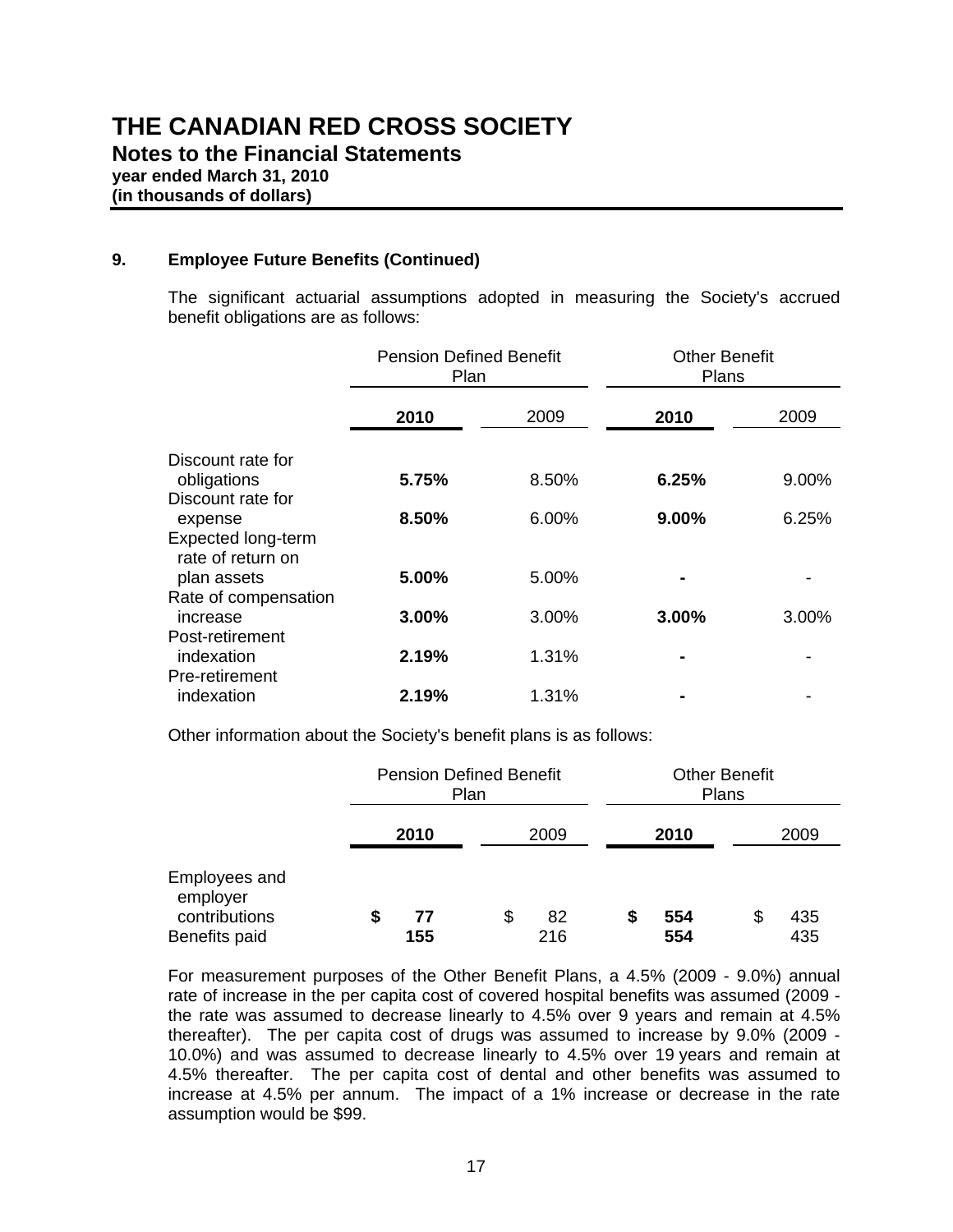# THE CANADIAN RED CROSS SOCIETY

## Notes to the Financial Statements

**year ended March 31, 2010**
**(in thousands of dollars)**

### 9. Employee Future Benefits (Continued)

The significant actuarial assumptions adopted in measuring the Society's accrued benefit obligations are as follows:

| | Pension Defined Benefit Plan | | Other Benefit Plans | |
|---|---|---|---|---|
| | **2010** | 2009 | **2010** | 2009 |
| Discount rate for obligations | **5.75%** | 8.50% | **6.25%** | 9.00% |
| Discount rate for expense | **8.50%** | 6.00% | **9.00%** | 6.25% |
| Expected long-term rate of return on plan assets | **5.00%** | 5.00% | **-** | - |
| Rate of compensation increase | **3.00%** | 3.00% | **3.00%** | 3.00% |
| Post-retirement indexation | **2.19%** | 1.31% | **-** | - |
| Pre-retirement indexation | **2.19%** | 1.31% | **-** | - |

Other information about the Society's benefit plans is as follows:

| | Pension Defined Benefit Plan | | Other Benefit Plans | |
|---|---|---|---|---|
| | **2010** | 2009 | **2010** | 2009 |
| Employees and employer contributions | **$ 77** | $ 82 | **$ 554** | $ 435 |
| Benefits paid | **155** | 216 | **554** | 435 |

For measurement purposes of the Other Benefit Plans, a 4.5% (2009 - 9.0%) annual rate of increase in the per capita cost of covered hospital benefits was assumed (2009 - the rate was assumed to decrease linearly to 4.5% over 9 years and remain at 4.5% thereafter). The per capita cost of drugs was assumed to increase by 9.0% (2009 - 10.0%) and was assumed to decrease linearly to 4.5% over 19 years and remain at 4.5% thereafter. The per capita cost of dental and other benefits was assumed to increase at 4.5% per annum. The impact of a 1% increase or decrease in the rate assumption would be $99.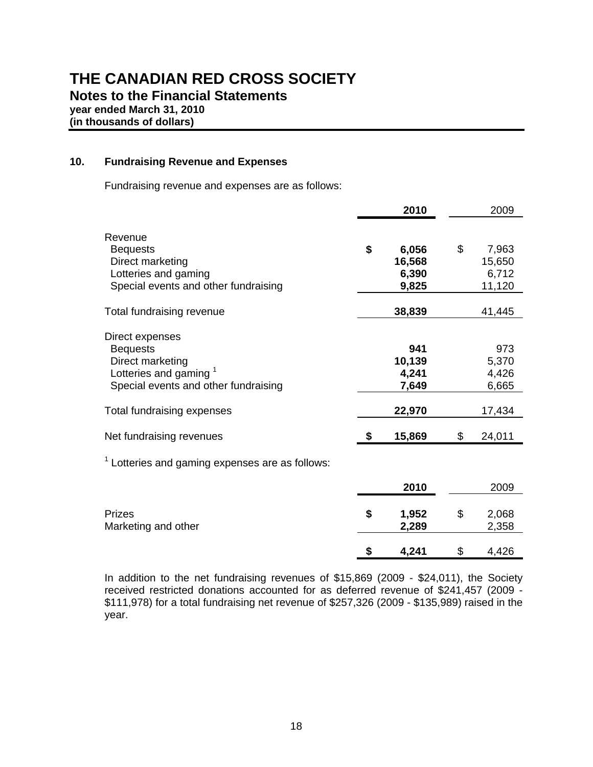# THE CANADIAN RED CROSS SOCIETY

## Notes to the Financial Statements

**year ended March 31, 2010**
**(in thousands of dollars)**

### 10. Fundraising Revenue and Expenses

Fundraising revenue and expenses are as follows:

| | **2010** | 2009 |
|---|---|---|
| Revenue | | |
| Bequests | **$ 6,056** | $ 7,963 |
| Direct marketing | **16,568** | 15,650 |
| Lotteries and gaming | **6,390** | 6,712 |
| Special events and other fundraising | **9,825** | 11,120 |
| Total fundraising revenue | **38,839** | 41,445 |
| Direct expenses | | |
| Bequests | **941** | 973 |
| Direct marketing | **10,139** | 5,370 |
| Lotteries and gaming [1] | **4,241** | 4,426 |
| Special events and other fundraising | **7,649** | 6,665 |
| Total fundraising expenses | **22,970** | 17,434 |
| Net fundraising revenues | **$ 15,869** | $ 24,011 |

[1] Lotteries and gaming expenses are as follows:

| | **2010** | 2009 |
|---|---|---|
| Prizes | **$ 1,952** | $ 2,068 |
| Marketing and other | **2,289** | 2,358 |
| | **$ 4,241** | $ 4,426 |

In addition to the net fundraising revenues of $15,869 (2009 - $24,011), the Society received restricted donations accounted for as deferred revenue of $241,457 (2009 - $111,978) for a total fundraising net revenue of $257,326 (2009 - $135,989) raised in the year.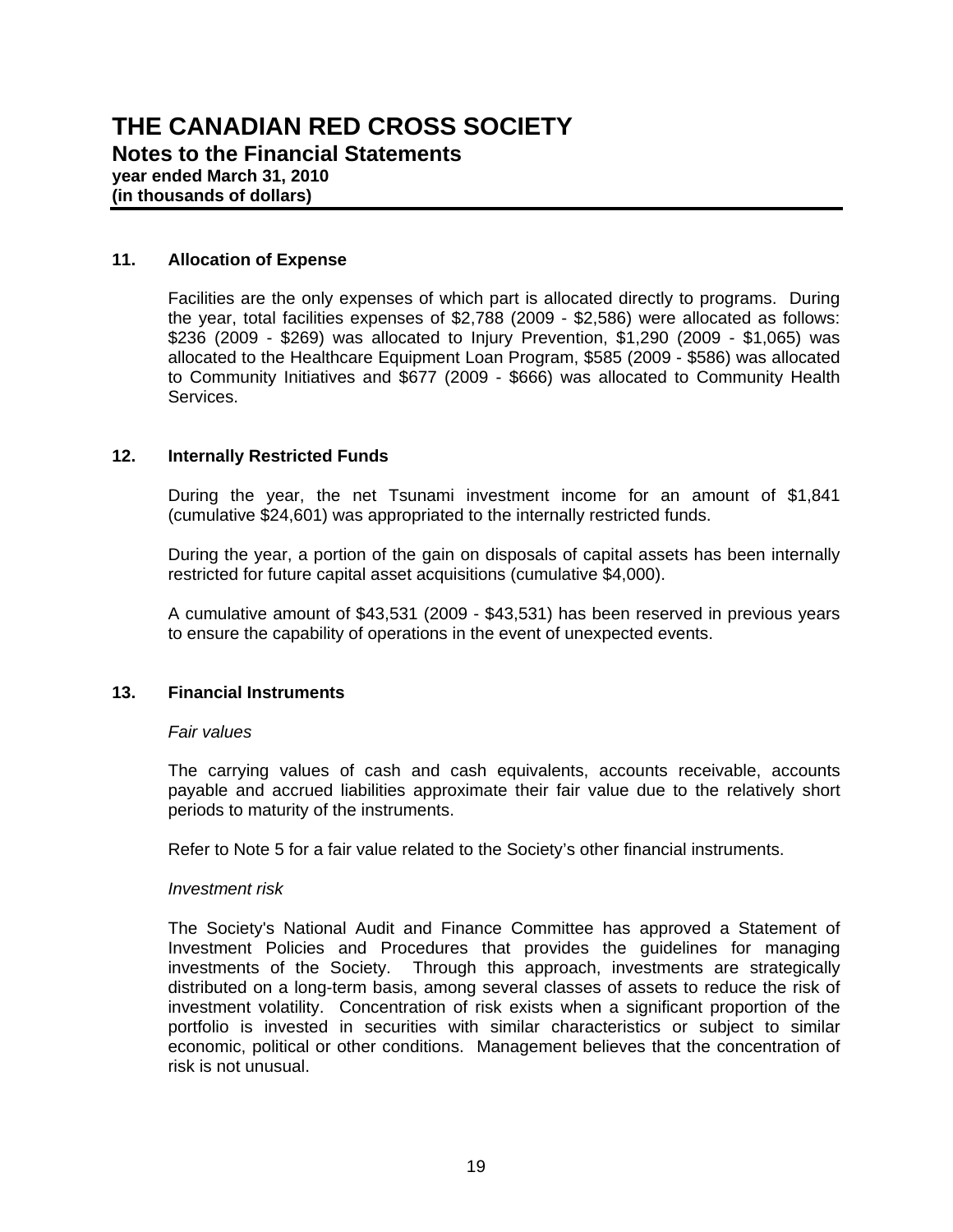# THE CANADIAN RED CROSS SOCIETY

## Notes to the Financial Statements

**year ended March 31, 2010**
**(in thousands of dollars)**

### 11. Allocation of Expense

Facilities are the only expenses of which part is allocated directly to programs. During the year, total facilities expenses of $2,788 (2009 - $2,586) were allocated as follows: $236 (2009 - $269) was allocated to Injury Prevention, $1,290 (2009 - $1,065) was allocated to the Healthcare Equipment Loan Program, $585 (2009 - $586) was allocated to Community Initiatives and $677 (2009 - $666) was allocated to Community Health Services.

### 12. Internally Restricted Funds

During the year, the net Tsunami investment income for an amount of $1,841 (cumulative $24,601) was appropriated to the internally restricted funds.

During the year, a portion of the gain on disposals of capital assets has been internally restricted for future capital asset acquisitions (cumulative $4,000).

A cumulative amount of $43,531 (2009 - $43,531) has been reserved in previous years to ensure the capability of operations in the event of unexpected events.

### 13. Financial Instruments

*Fair values*

The carrying values of cash and cash equivalents, accounts receivable, accounts payable and accrued liabilities approximate their fair value due to the relatively short periods to maturity of the instruments.

Refer to Note 5 for a fair value related to the Society's other financial instruments.

*Investment risk*

The Society's National Audit and Finance Committee has approved a Statement of Investment Policies and Procedures that provides the guidelines for managing investments of the Society. Through this approach, investments are strategically distributed on a long-term basis, among several classes of assets to reduce the risk of investment volatility. Concentration of risk exists when a significant proportion of the portfolio is invested in securities with similar characteristics or subject to similar economic, political or other conditions. Management believes that the concentration of risk is not unusual.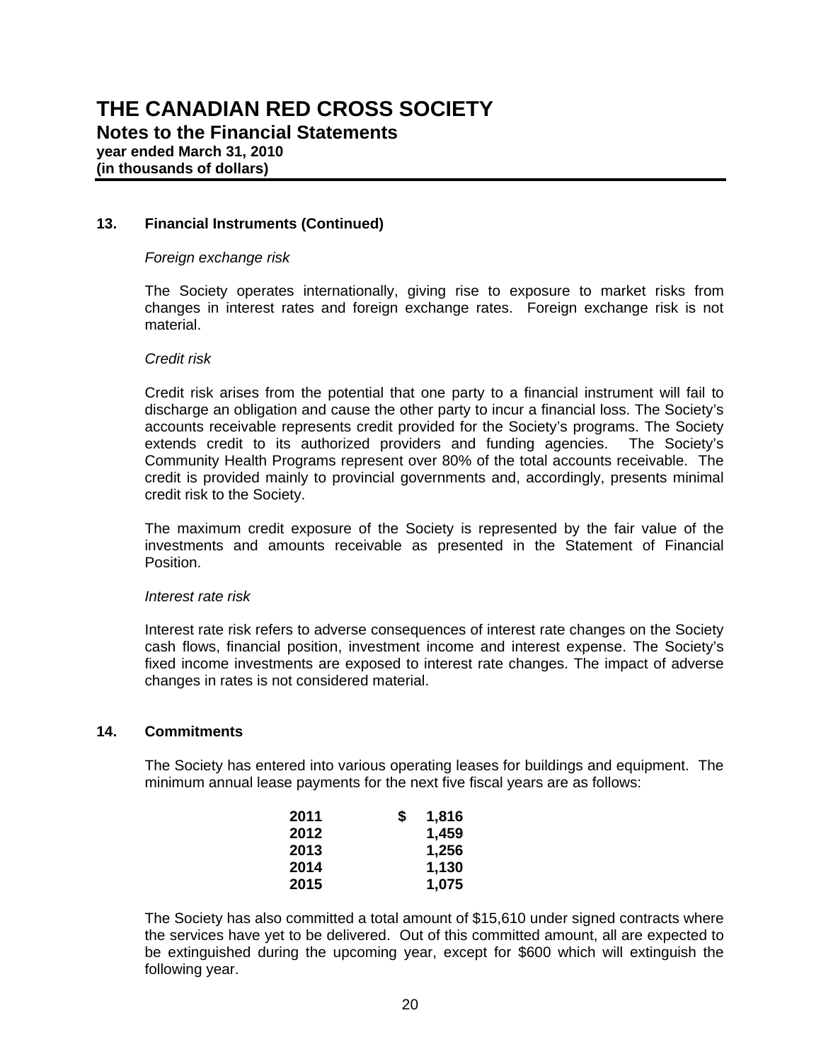# THE CANADIAN RED CROSS SOCIETY

## Notes to the Financial Statements

**year ended March 31, 2010**
**(in thousands of dollars)**

### 13. Financial Instruments (Continued)

*Foreign exchange risk*

The Society operates internationally, giving rise to exposure to market risks from changes in interest rates and foreign exchange rates. Foreign exchange risk is not material.

*Credit risk*

Credit risk arises from the potential that one party to a financial instrument will fail to discharge an obligation and cause the other party to incur a financial loss. The Society's accounts receivable represents credit provided for the Society's programs. The Society extends credit to its authorized providers and funding agencies. The Society's Community Health Programs represent over 80% of the total accounts receivable. The credit is provided mainly to provincial governments and, accordingly, presents minimal credit risk to the Society.

The maximum credit exposure of the Society is represented by the fair value of the investments and amounts receivable as presented in the Statement of Financial Position.

*Interest rate risk*

Interest rate risk refers to adverse consequences of interest rate changes on the Society cash flows, financial position, investment income and interest expense. The Society's fixed income investments are exposed to interest rate changes. The impact of adverse changes in rates is not considered material.

### 14. Commitments

The Society has entered into various operating leases for buildings and equipment. The minimum annual lease payments for the next five fiscal years are as follows:

| | | |
|---|---|---|
| **2011** | **$** | **1,816** |
| **2012** | | **1,459** |
| **2013** | | **1,256** |
| **2014** | | **1,130** |
| **2015** | | **1,075** |

The Society has also committed a total amount of $15,610 under signed contracts where the services have yet to be delivered. Out of this committed amount, all are expected to be extinguished during the upcoming year, except for $600 which will extinguish the following year.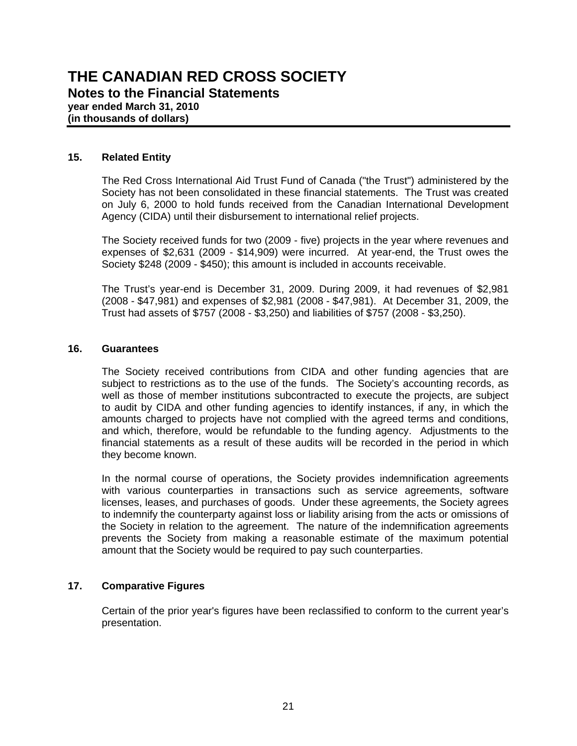# THE CANADIAN RED CROSS SOCIETY

## Notes to the Financial Statements

**year ended March 31, 2010**
**(in thousands of dollars)**

### 15. Related Entity

The Red Cross International Aid Trust Fund of Canada ("the Trust") administered by the Society has not been consolidated in these financial statements. The Trust was created on July 6, 2000 to hold funds received from the Canadian International Development Agency (CIDA) until their disbursement to international relief projects.

The Society received funds for two (2009 - five) projects in the year where revenues and expenses of $2,631 (2009 - $14,909) were incurred. At year-end, the Trust owes the Society $248 (2009 - $450); this amount is included in accounts receivable.

The Trust's year-end is December 31, 2009. During 2009, it had revenues of $2,981 (2008 - $47,981) and expenses of $2,981 (2008 - $47,981). At December 31, 2009, the Trust had assets of $757 (2008 - $3,250) and liabilities of $757 (2008 - $3,250).

### 16. Guarantees

The Society received contributions from CIDA and other funding agencies that are subject to restrictions as to the use of the funds. The Society's accounting records, as well as those of member institutions subcontracted to execute the projects, are subject to audit by CIDA and other funding agencies to identify instances, if any, in which the amounts charged to projects have not complied with the agreed terms and conditions, and which, therefore, would be refundable to the funding agency. Adjustments to the financial statements as a result of these audits will be recorded in the period in which they become known.

In the normal course of operations, the Society provides indemnification agreements with various counterparties in transactions such as service agreements, software licenses, leases, and purchases of goods. Under these agreements, the Society agrees to indemnify the counterparty against loss or liability arising from the acts or omissions of the Society in relation to the agreement. The nature of the indemnification agreements prevents the Society from making a reasonable estimate of the maximum potential amount that the Society would be required to pay such counterparties.

### 17. Comparative Figures

Certain of the prior year's figures have been reclassified to conform to the current year's presentation.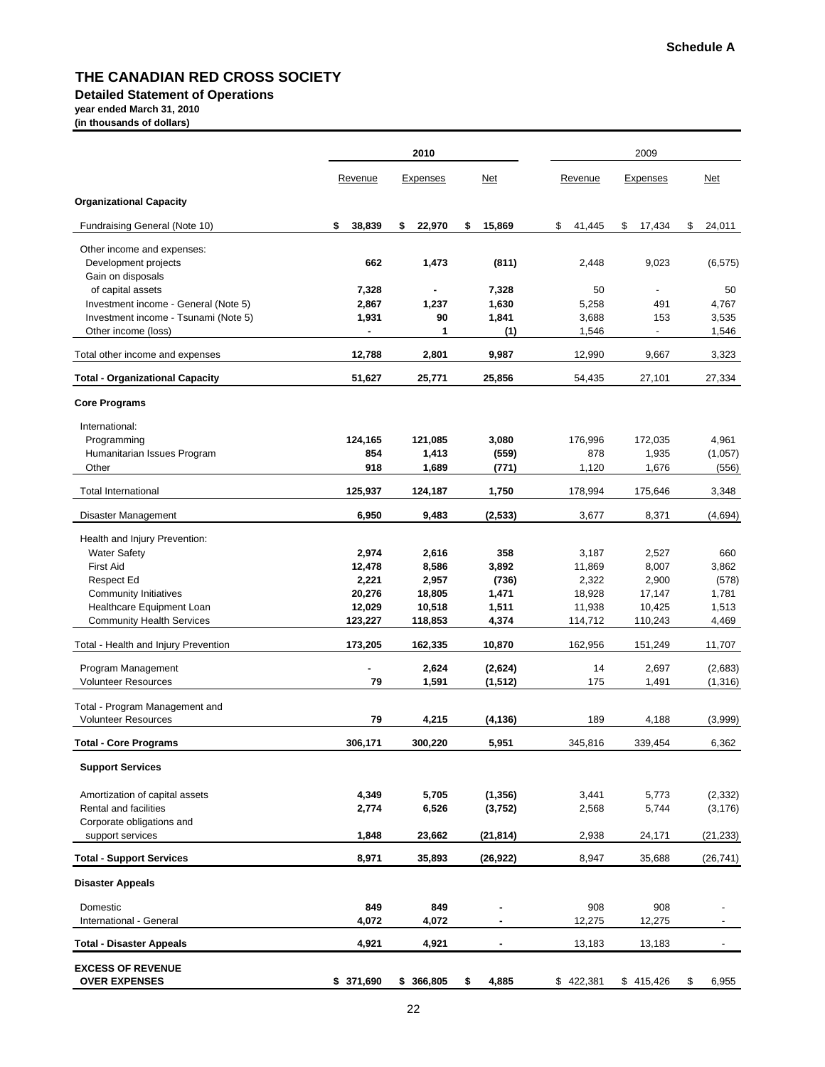**Schedule A**

# THE CANADIAN RED CROSS SOCIETY

## Detailed Statement of Operations

**year ended March 31, 2010**
**(in thousands of dollars)**

| | 2010 | | | 2009 | | |
|---|---|---|---|---|---|---|
| | Revenue | Expenses | Net | Revenue | Expenses | Net |
| **Organizational Capacity** | | | | | | |
| Fundraising General (Note 10) | **$ 38,839** | **$ 22,970** | **$ 15,869** | $ 41,445 | $ 17,434 | $ 24,011 |
| Other income and expenses: | | | | | | |
| Development projects | **662** | **1,473** | **(811)** | 2,448 | 9,023 | (6,575) |
| Gain on disposals of capital assets | **7,328** | **-** | **7,328** | 50 | - | 50 |
| Investment income - General (Note 5) | **2,867** | **1,237** | **1,630** | 5,258 | 491 | 4,767 |
| Investment income - Tsunami (Note 5) | **1,931** | **90** | **1,841** | 3,688 | 153 | 3,535 |
| Other income (loss) | **-** | **1** | **(1)** | 1,546 | - | 1,546 |
| Total other income and expenses | **12,788** | **2,801** | **9,987** | 12,990 | 9,667 | 3,323 |
| **Total - Organizational Capacity** | **51,627** | **25,771** | **25,856** | 54,435 | 27,101 | 27,334 |
| **Core Programs** | | | | | | |
| International: | | | | | | |
| Programming | **124,165** | **121,085** | **3,080** | 176,996 | 172,035 | 4,961 |
| Humanitarian Issues Program | **854** | **1,413** | **(559)** | 878 | 1,935 | (1,057) |
| Other | **918** | **1,689** | **(771)** | 1,120 | 1,676 | (556) |
| Total International | **125,937** | **124,187** | **1,750** | 178,994 | 175,646 | 3,348 |
| Disaster Management | **6,950** | **9,483** | **(2,533)** | 3,677 | 8,371 | (4,694) |
| Health and Injury Prevention: | | | | | | |
| Water Safety | **2,974** | **2,616** | **358** | 3,187 | 2,527 | 660 |
| First Aid | **12,478** | **8,586** | **3,892** | 11,869 | 8,007 | 3,862 |
| Respect Ed | **2,221** | **2,957** | **(736)** | 2,322 | 2,900 | (578) |
| Community Initiatives | **20,276** | **18,805** | **1,471** | 18,928 | 17,147 | 1,781 |
| Healthcare Equipment Loan | **12,029** | **10,518** | **1,511** | 11,938 | 10,425 | 1,513 |
| Community Health Services | **123,227** | **118,853** | **4,374** | 114,712 | 110,243 | 4,469 |
| Total - Health and Injury Prevention | **173,205** | **162,335** | **10,870** | 162,956 | 151,249 | 11,707 |
| Program Management | **-** | **2,624** | **(2,624)** | 14 | 2,697 | (2,683) |
| Volunteer Resources | **79** | **1,591** | **(1,512)** | 175 | 1,491 | (1,316) |
| Total - Program Management and Volunteer Resources | **79** | **4,215** | **(4,136)** | 189 | 4,188 | (3,999) |
| **Total - Core Programs** | **306,171** | **300,220** | **5,951** | 345,816 | 339,454 | 6,362 |
| **Support Services** | | | | | | |
| Amortization of capital assets | **4,349** | **5,705** | **(1,356)** | 3,441 | 5,773 | (2,332) |
| Rental and facilities | **2,774** | **6,526** | **(3,752)** | 2,568 | 5,744 | (3,176) |
| Corporate obligations and support services | **1,848** | **23,662** | **(21,814)** | 2,938 | 24,171 | (21,233) |
| **Total - Support Services** | **8,971** | **35,893** | **(26,922)** | 8,947 | 35,688 | (26,741) |
| **Disaster Appeals** | | | | | | |
| Domestic | **849** | **849** | **-** | 908 | 908 | - |
| International - General | **4,072** | **4,072** | **-** | 12,275 | 12,275 | - |
| **Total - Disaster Appeals** | **4,921** | **4,921** | **-** | 13,183 | 13,183 | - |
| **EXCESS OF REVENUE OVER EXPENSES** | **$ 371,690** | **$ 366,805** | **$ 4,885** | $ 422,381 | $ 415,426 | $ 6,955 |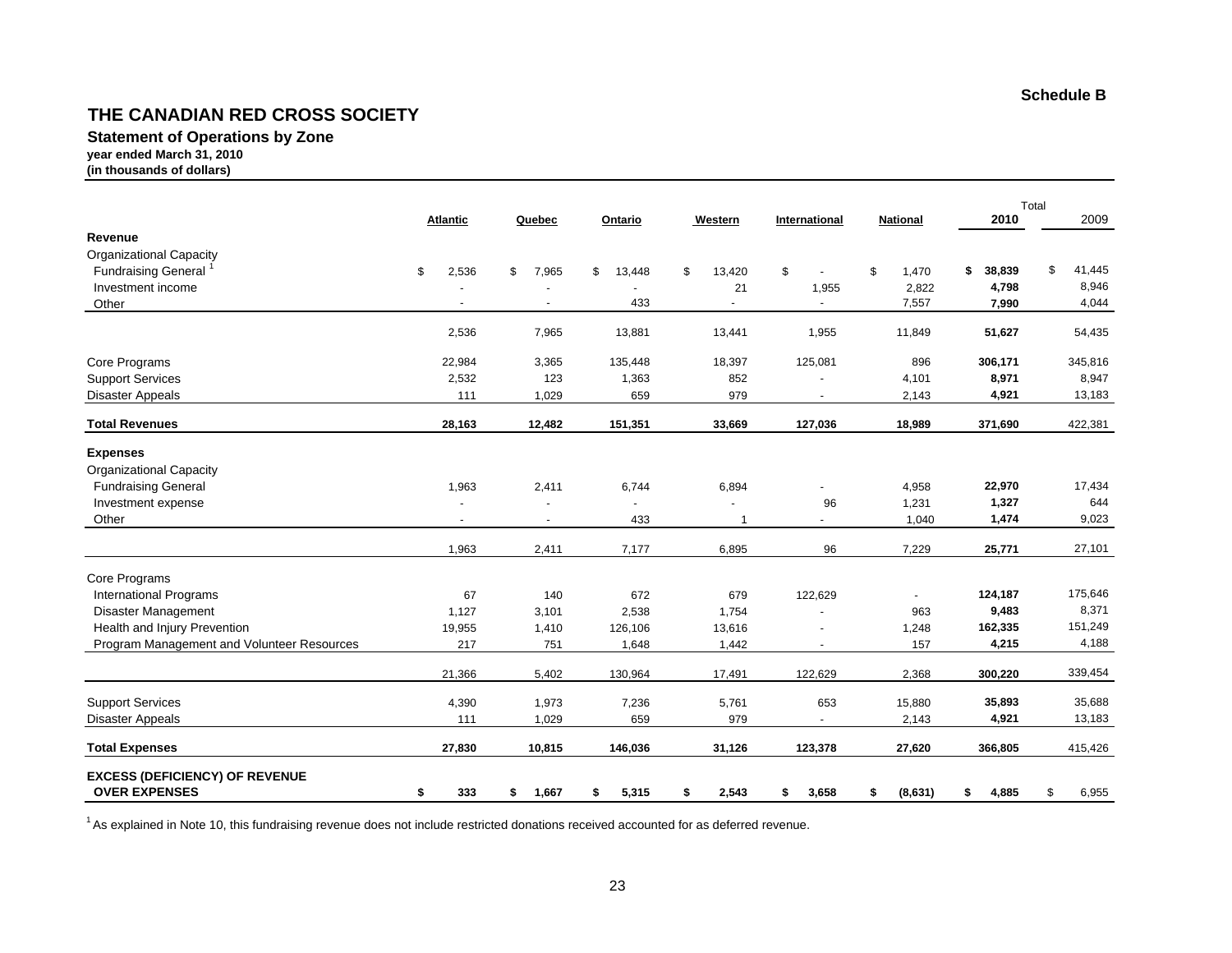**Schedule B**

# THE CANADIAN RED CROSS SOCIETY

## Statement of Operations by Zone

**year ended March 31, 2010**
**(in thousands of dollars)**

| | Atlantic | Quebec | Ontario | Western | International | National | Total 2010 | Total 2009 |
|---|---|---|---|---|---|---|---|---|
| **Revenue** | | | | | | | | |
| Organizational Capacity | | | | | | | | |
| Fundraising General [1] | $ 2,536 | $ 7,965 | $ 13,448 | $ 13,420 | $ - | $ 1,470 | **$ 38,839** | $ 41,445 |
| Investment income | - | - | - | 21 | 1,955 | 2,822 | **4,798** | 8,946 |
| Other | - | - | 433 | - | - | 7,557 | **7,990** | 4,044 |
| | 2,536 | 7,965 | 13,881 | 13,441 | 1,955 | 11,849 | **51,627** | 54,435 |
| Core Programs | 22,984 | 3,365 | 135,448 | 18,397 | 125,081 | 896 | **306,171** | 345,816 |
| Support Services | 2,532 | 123 | 1,363 | 852 | - | 4,101 | **8,971** | 8,947 |
| Disaster Appeals | 111 | 1,029 | 659 | 979 | - | 2,143 | **4,921** | 13,183 |
| **Total Revenues** | **28,163** | **12,482** | **151,351** | **33,669** | **127,036** | **18,989** | **371,690** | 422,381 |
| **Expenses** | | | | | | | | |
| Organizational Capacity | | | | | | | | |
| Fundraising General | 1,963 | 2,411 | 6,744 | 6,894 | - | 4,958 | **22,970** | 17,434 |
| Investment expense | - | - | - | - | 96 | 1,231 | **1,327** | 644 |
| Other | - | - | 433 | 1 | - | 1,040 | **1,474** | 9,023 |
| | 1,963 | 2,411 | 7,177 | 6,895 | 96 | 7,229 | **25,771** | 27,101 |
| Core Programs | | | | | | | | |
| International Programs | 67 | 140 | 672 | 679 | 122,629 | - | **124,187** | 175,646 |
| Disaster Management | 1,127 | 3,101 | 2,538 | 1,754 | - | 963 | **9,483** | 8,371 |
| Health and Injury Prevention | 19,955 | 1,410 | 126,106 | 13,616 | - | 1,248 | **162,335** | 151,249 |
| Program Management and Volunteer Resources | 217 | 751 | 1,648 | 1,442 | - | 157 | **4,215** | 4,188 |
| | 21,366 | 5,402 | 130,964 | 17,491 | 122,629 | 2,368 | **300,220** | 339,454 |
| Support Services | 4,390 | 1,973 | 7,236 | 5,761 | 653 | 15,880 | **35,893** | 35,688 |
| Disaster Appeals | 111 | 1,029 | 659 | 979 | - | 2,143 | **4,921** | 13,183 |
| **Total Expenses** | **27,830** | **10,815** | **146,036** | **31,126** | **123,378** | **27,620** | **366,805** | 415,426 |
| **EXCESS (DEFICIENCY) OF REVENUE OVER EXPENSES** | **$ 333** | **$ 1,667** | **$ 5,315** | **$ 2,543** | **$ 3,658** | **$ (8,631)** | **$ 4,885** | $ 6,955 |

[1] As explained in Note 10, this fundraising revenue does not include restricted donations received accounted for as deferred revenue.